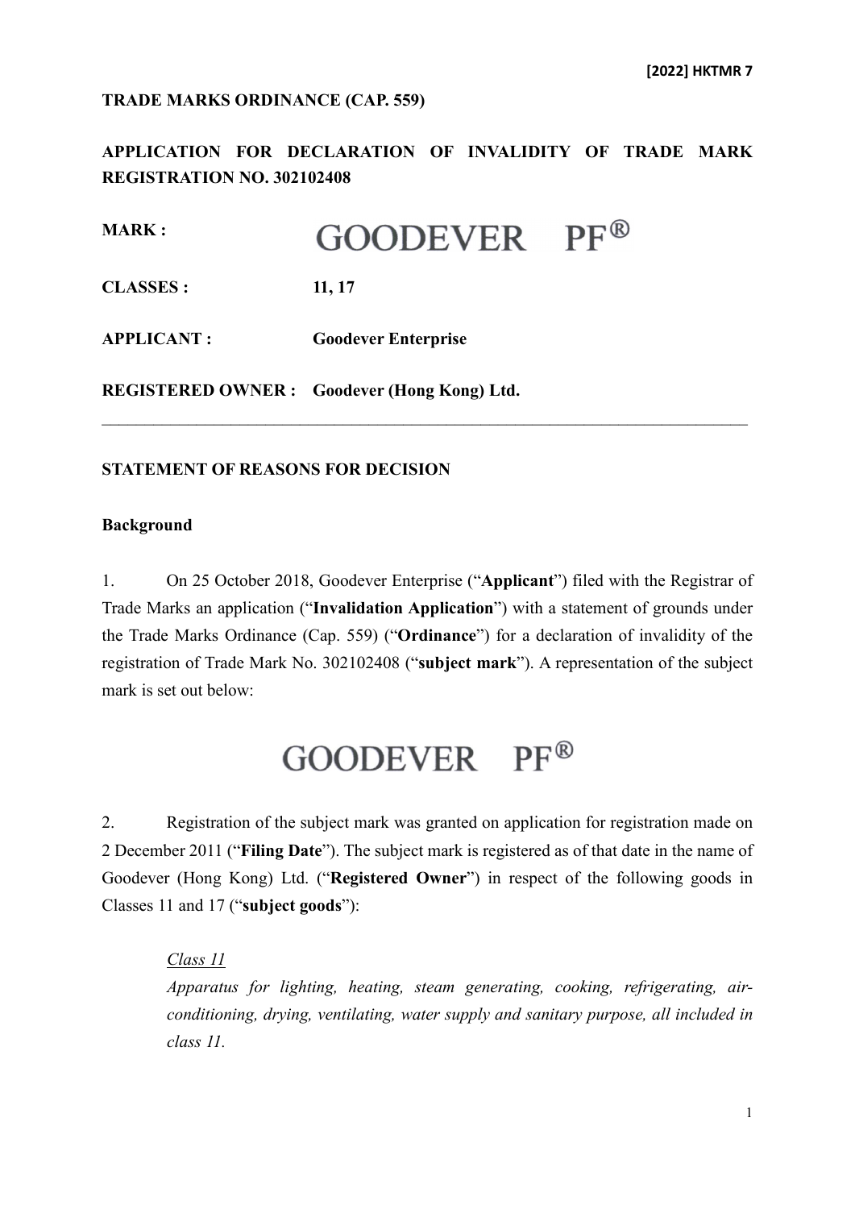**TRADE MARKS ORDINANCE (CAP. 559)**

**APPLICATION FOR DECLARATION OF INVALIDITY OF TRADE MARK REGISTRATION NO. 302102408**

**MARK :** GOODEVER PF®

**CLASSES :** 11, 17

**APPLICANT :** Goodever Enterprise

**REGISTERED OWNER :** Goodever (Hong Kong) Ltd.

---

**STATEMENT OF REASONS FOR DECISION**

**Background**

1. On 25 October 2018, Goodever Enterprise ("**Applicant**") filed with the Registrar of Trade Marks an application ("**Invalidation Application**") with a statement of grounds under the Trade Marks Ordinance (Cap. 559) ("**Ordinance**") for a declaration of invalidity of the registration of Trade Mark No. 302102408 ("**subject mark**"). A representation of the subject mark is set out below:

GOODEVER PF®

2. Registration of the subject mark was granted on application for registration made on 2 December 2011 ("**Filing Date**"). The subject mark is registered as of that date in the name of Goodever (Hong Kong) Ltd. ("**Registered Owner**") in respect of the following goods in Classes 11 and 17 ("**subject goods**"):

*Class 11*
*Apparatus for lighting, heating, steam generating, cooking, refrigerating, air-conditioning, drying, ventilating, water supply and sanitary purpose, all included in class 11.*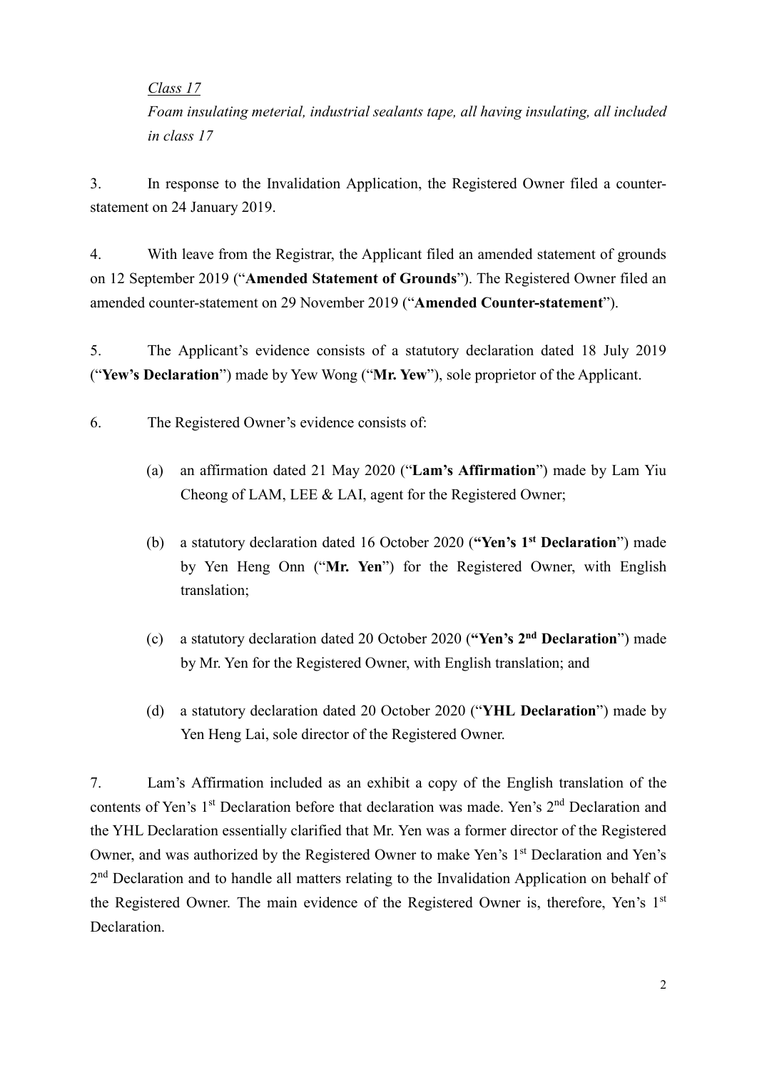*Class 17*

*Foam insulating meterial, industrial sealants tape, all having insulating, all included in class 17*

3. In response to the Invalidation Application, the Registered Owner filed a counter-statement on 24 January 2019.

4. With leave from the Registrar, the Applicant filed an amended statement of grounds on 12 September 2019 ("**Amended Statement of Grounds**"). The Registered Owner filed an amended counter-statement on 29 November 2019 ("**Amended Counter-statement**").

5. The Applicant's evidence consists of a statutory declaration dated 18 July 2019 ("**Yew's Declaration**") made by Yew Wong ("**Mr. Yew**"), sole proprietor of the Applicant.

6. The Registered Owner's evidence consists of:

(a) an affirmation dated 21 May 2020 ("**Lam's Affirmation**") made by Lam Yiu Cheong of LAM, LEE & LAI, agent for the Registered Owner;

(b) a statutory declaration dated 16 October 2020 (**"Yen's 1st Declaration**") made by Yen Heng Onn ("**Mr. Yen**") for the Registered Owner, with English translation;

(c) a statutory declaration dated 20 October 2020 (**"Yen's 2nd Declaration**") made by Mr. Yen for the Registered Owner, with English translation; and

(d) a statutory declaration dated 20 October 2020 ("**YHL Declaration**") made by Yen Heng Lai, sole director of the Registered Owner.

7. Lam's Affirmation included as an exhibit a copy of the English translation of the contents of Yen's 1st Declaration before that declaration was made. Yen's 2nd Declaration and the YHL Declaration essentially clarified that Mr. Yen was a former director of the Registered Owner, and was authorized by the Registered Owner to make Yen's 1st Declaration and Yen's 2nd Declaration and to handle all matters relating to the Invalidation Application on behalf of the Registered Owner. The main evidence of the Registered Owner is, therefore, Yen's 1st Declaration.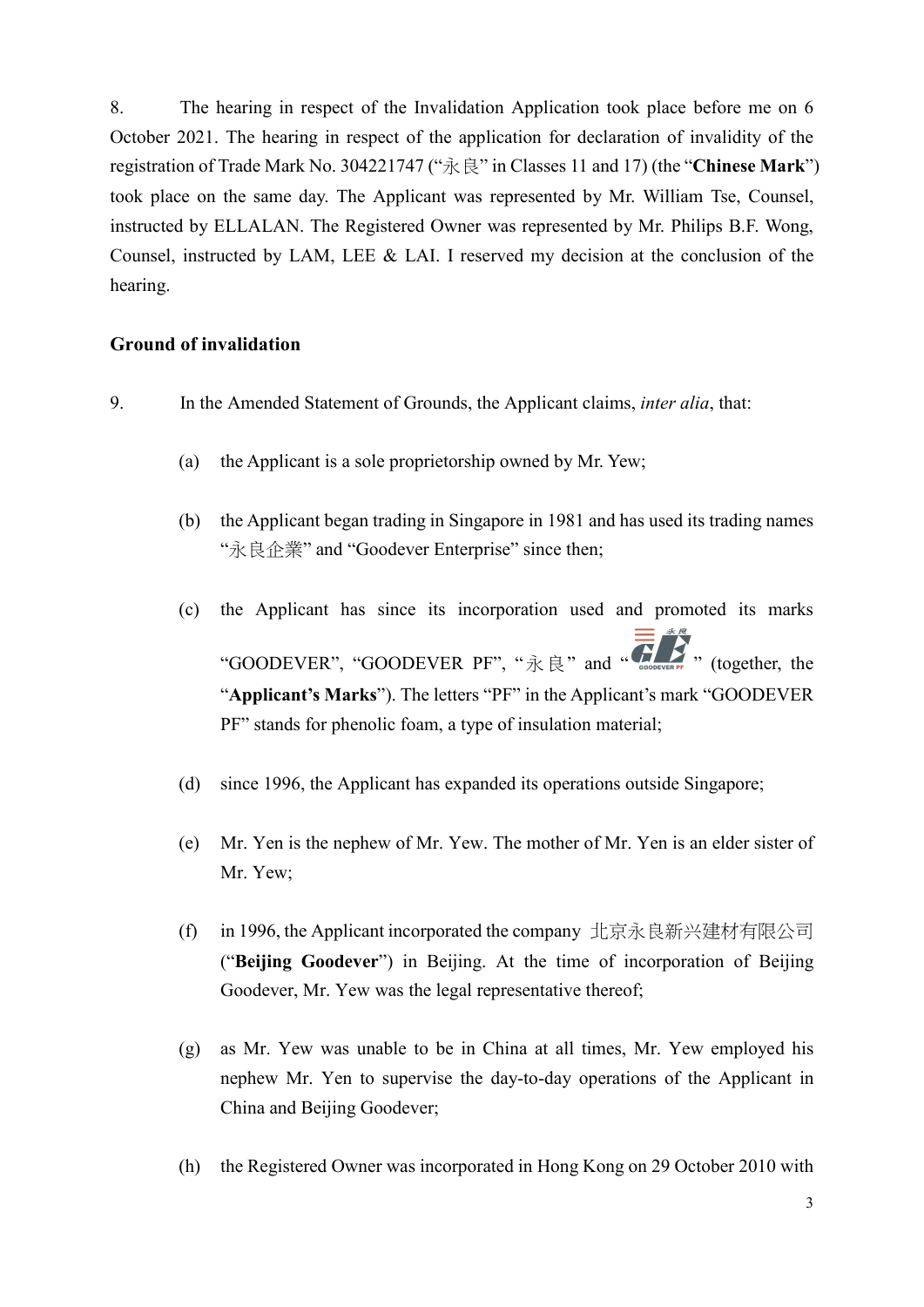8. The hearing in respect of the Invalidation Application took place before me on 6 October 2021. The hearing in respect of the application for declaration of invalidity of the registration of Trade Mark No. 304221747 ("永良" in Classes 11 and 17) (the "**Chinese Mark**") took place on the same day. The Applicant was represented by Mr. William Tse, Counsel, instructed by ELLALAN. The Registered Owner was represented by Mr. Philips B.F. Wong, Counsel, instructed by LAM, LEE & LAI. I reserved my decision at the conclusion of the hearing.

**Ground of invalidation**

9. In the Amended Statement of Grounds, the Applicant claims, *inter alia*, that:

(a) the Applicant is a sole proprietorship owned by Mr. Yew;

(b) the Applicant began trading in Singapore in 1981 and has used its trading names "永良企業" and "Goodever Enterprise" since then;

(c) the Applicant has since its incorporation used and promoted its marks "GOODEVER", "GOODEVER PF", "永良" and "[device mark: GE 永良 GOODEVER PF]" (together, the "**Applicant's Marks**"). The letters "PF" in the Applicant's mark "GOODEVER PF" stands for phenolic foam, a type of insulation material;

(d) since 1996, the Applicant has expanded its operations outside Singapore;

(e) Mr. Yen is the nephew of Mr. Yew. The mother of Mr. Yen is an elder sister of Mr. Yew;

(f) in 1996, the Applicant incorporated the company 北京永良新兴建材有限公司 ("**Beijing Goodever**") in Beijing. At the time of incorporation of Beijing Goodever, Mr. Yew was the legal representative thereof;

(g) as Mr. Yew was unable to be in China at all times, Mr. Yew employed his nephew Mr. Yen to supervise the day-to-day operations of the Applicant in China and Beijing Goodever;

(h) the Registered Owner was incorporated in Hong Kong on 29 October 2010 with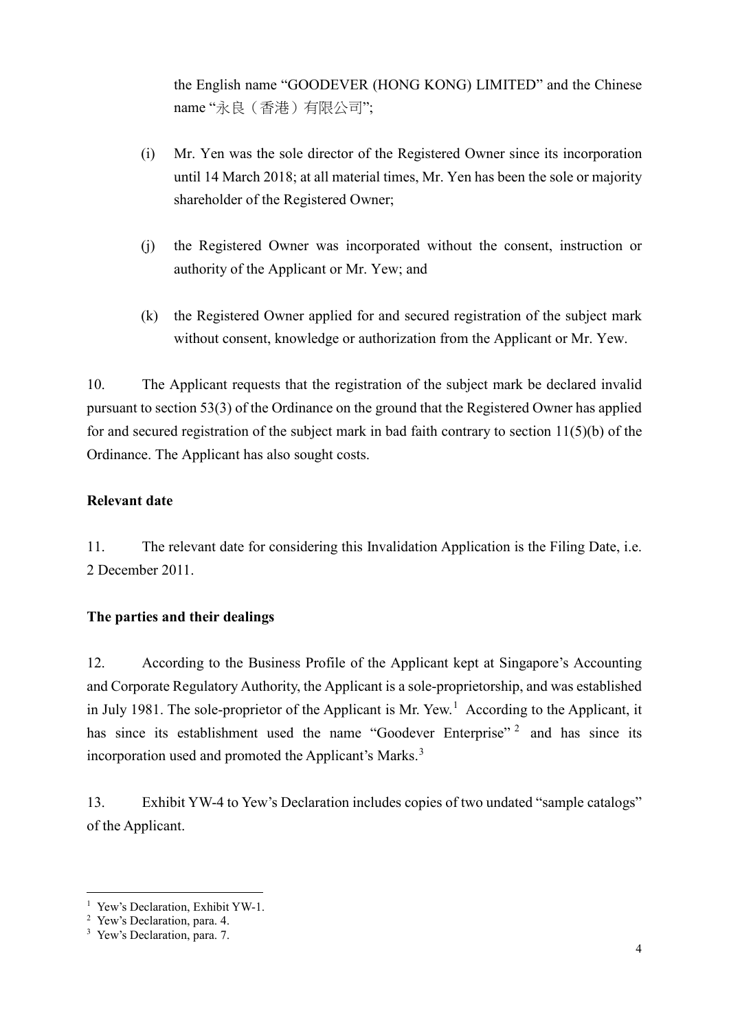the English name "GOODEVER (HONG KONG) LIMITED" and the Chinese name "永良（香港）有限公司";

(i) Mr. Yen was the sole director of the Registered Owner since its incorporation until 14 March 2018; at all material times, Mr. Yen has been the sole or majority shareholder of the Registered Owner;

(j) the Registered Owner was incorporated without the consent, instruction or authority of the Applicant or Mr. Yew; and

(k) the Registered Owner applied for and secured registration of the subject mark without consent, knowledge or authorization from the Applicant or Mr. Yew.

10. The Applicant requests that the registration of the subject mark be declared invalid pursuant to section 53(3) of the Ordinance on the ground that the Registered Owner has applied for and secured registration of the subject mark in bad faith contrary to section 11(5)(b) of the Ordinance. The Applicant has also sought costs.

**Relevant date**

11. The relevant date for considering this Invalidation Application is the Filing Date, i.e. 2 December 2011.

**The parties and their dealings**

12. According to the Business Profile of the Applicant kept at Singapore's Accounting and Corporate Regulatory Authority, the Applicant is a sole-proprietorship, and was established in July 1981. The sole-proprietor of the Applicant is Mr. Yew.[1] According to the Applicant, it has since its establishment used the name "Goodever Enterprise"[2] and has since its incorporation used and promoted the Applicant's Marks.[3]

13. Exhibit YW-4 to Yew's Declaration includes copies of two undated "sample catalogs" of the Applicant.

---

[1] Yew's Declaration, Exhibit YW-1.
[2] Yew's Declaration, para. 4.
[3] Yew's Declaration, para. 7.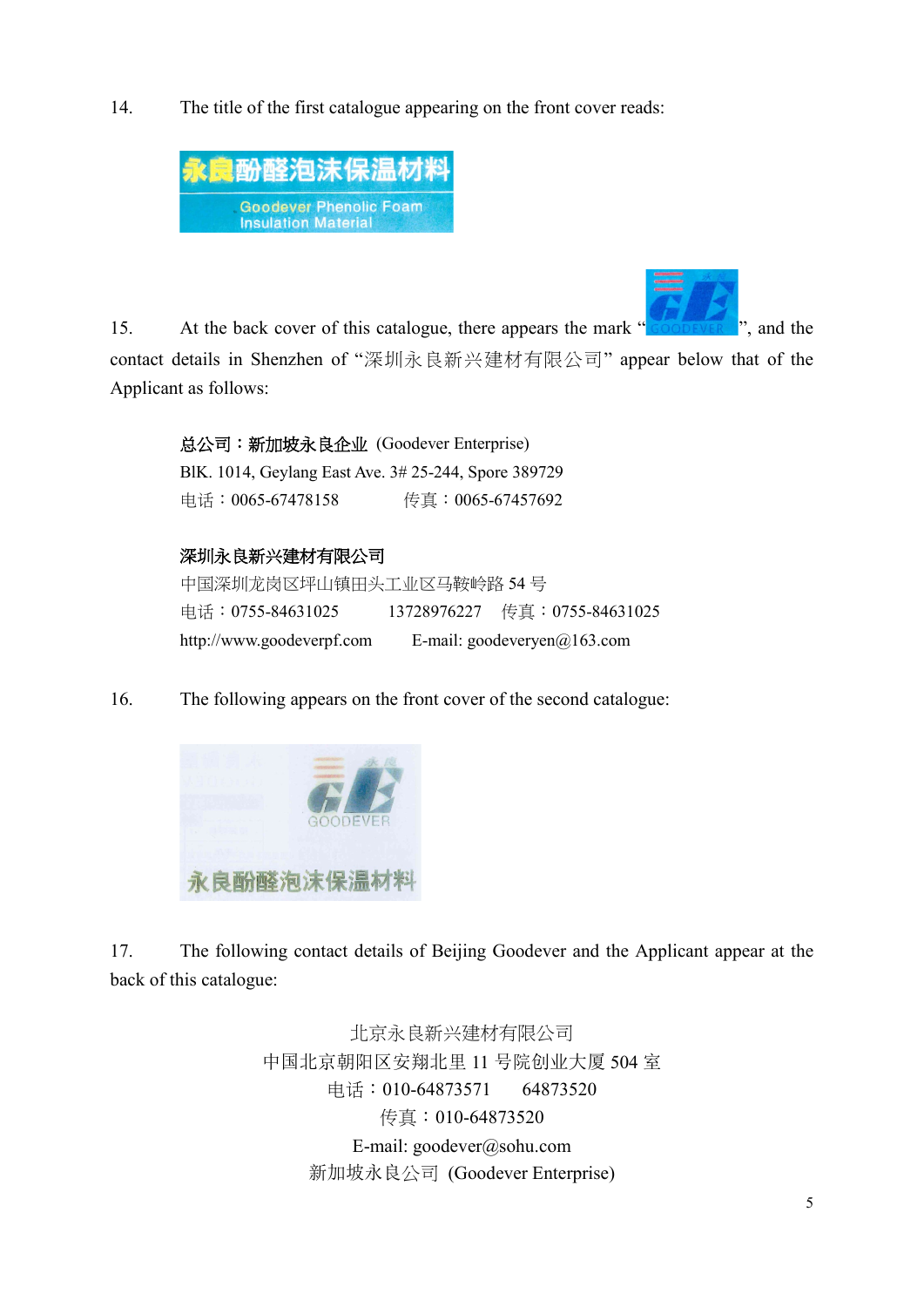14. The title of the first catalogue appearing on the front cover reads:

永良酚醛泡沫保温材料

Goodever Phenolic Foam Insulation Material

15. At the back cover of this catalogue, there appears the mark "GOODEVER", and the contact details in Shenzhen of "深圳永良新兴建材有限公司" appear below that of the Applicant as follows:

**总公司：新加坡永良企业** (Goodever Enterprise)
BlK. 1014, Geylang East Ave. 3# 25-244, Spore 389729
电话：0065-67478158 传真：0065-67457692

**深圳永良新兴建材有限公司**
中国深圳龙岗区坪山镇田头工业区马鞍岭路 54 号
电话：0755-84631025 13728976227 传真：0755-84631025
http://www.goodeverpf.com E-mail: goodeveryen@163.com

16. The following appears on the front cover of the second catalogue:

永良 GOODEVER

永良酚醛泡沫保温材料

17. The following contact details of Beijing Goodever and the Applicant appear at the back of this catalogue:

北京永良新兴建材有限公司
中国北京朝阳区安翔北里 11 号院创业大厦 504 室
电话：010-64873571 64873520
传真：010-64873520
E-mail: goodever@sohu.com
新加坡永良公司 (Goodever Enterprise)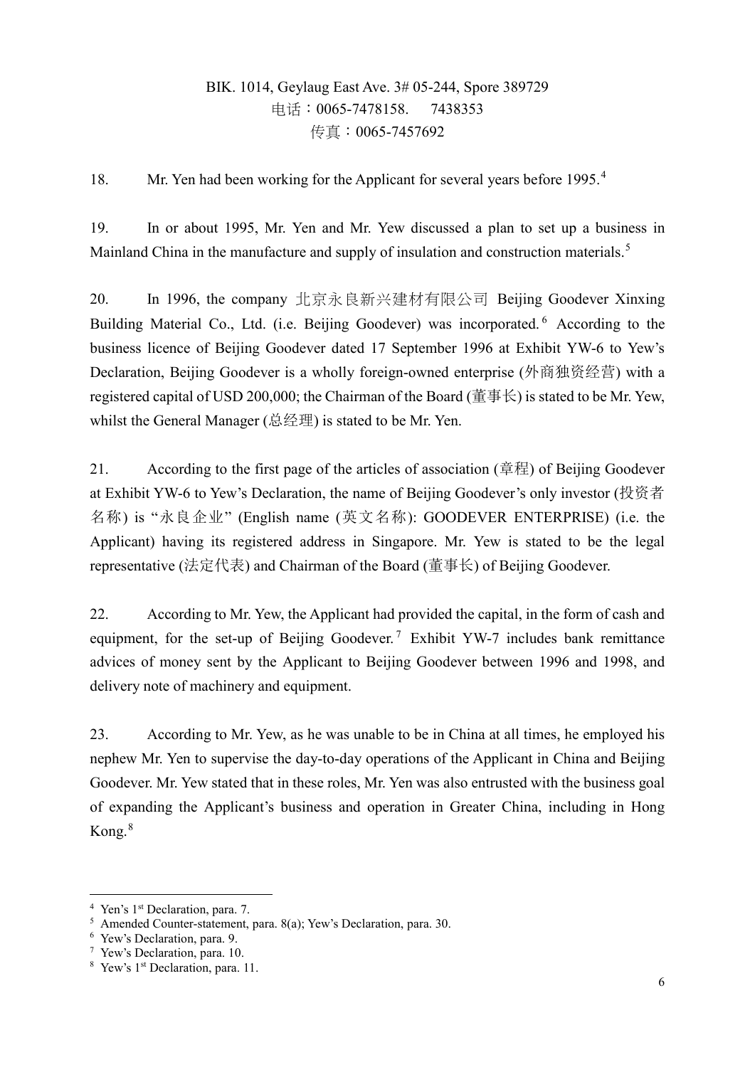BIK. 1014, Geylaug East Ave. 3# 05-244, Spore 389729
电话：0065-7478158.　7438353
传真：0065-7457692

18.　Mr. Yen had been working for the Applicant for several years before 1995.[4]

19.　In or about 1995, Mr. Yen and Mr. Yew discussed a plan to set up a business in Mainland China in the manufacture and supply of insulation and construction materials.[5]

20.　In 1996, the company 北京永良新兴建材有限公司 Beijing Goodever Xinxing Building Material Co., Ltd. (i.e. Beijing Goodever) was incorporated.[6] According to the business licence of Beijing Goodever dated 17 September 1996 at Exhibit YW-6 to Yew's Declaration, Beijing Goodever is a wholly foreign-owned enterprise (外商独资经营) with a registered capital of USD 200,000; the Chairman of the Board (董事长) is stated to be Mr. Yew, whilst the General Manager (总经理) is stated to be Mr. Yen.

21.　According to the first page of the articles of association (章程) of Beijing Goodever at Exhibit YW-6 to Yew's Declaration, the name of Beijing Goodever's only investor (投资者名称) is "永良企业" (English name (英文名称): GOODEVER ENTERPRISE) (i.e. the Applicant) having its registered address in Singapore. Mr. Yew is stated to be the legal representative (法定代表) and Chairman of the Board (董事长) of Beijing Goodever.

22.　According to Mr. Yew, the Applicant had provided the capital, in the form of cash and equipment, for the set-up of Beijing Goodever.[7] Exhibit YW-7 includes bank remittance advices of money sent by the Applicant to Beijing Goodever between 1996 and 1998, and delivery note of machinery and equipment.

23.　According to Mr. Yew, as he was unable to be in China at all times, he employed his nephew Mr. Yen to supervise the day-to-day operations of the Applicant in China and Beijing Goodever. Mr. Yew stated that in these roles, Mr. Yen was also entrusted with the business goal of expanding the Applicant's business and operation in Greater China, including in Hong Kong.[8]

---

[4] Yen's 1st Declaration, para. 7.
[5] Amended Counter-statement, para. 8(a); Yew's Declaration, para. 30.
[6] Yew's Declaration, para. 9.
[7] Yew's Declaration, para. 10.
[8] Yew's 1st Declaration, para. 11.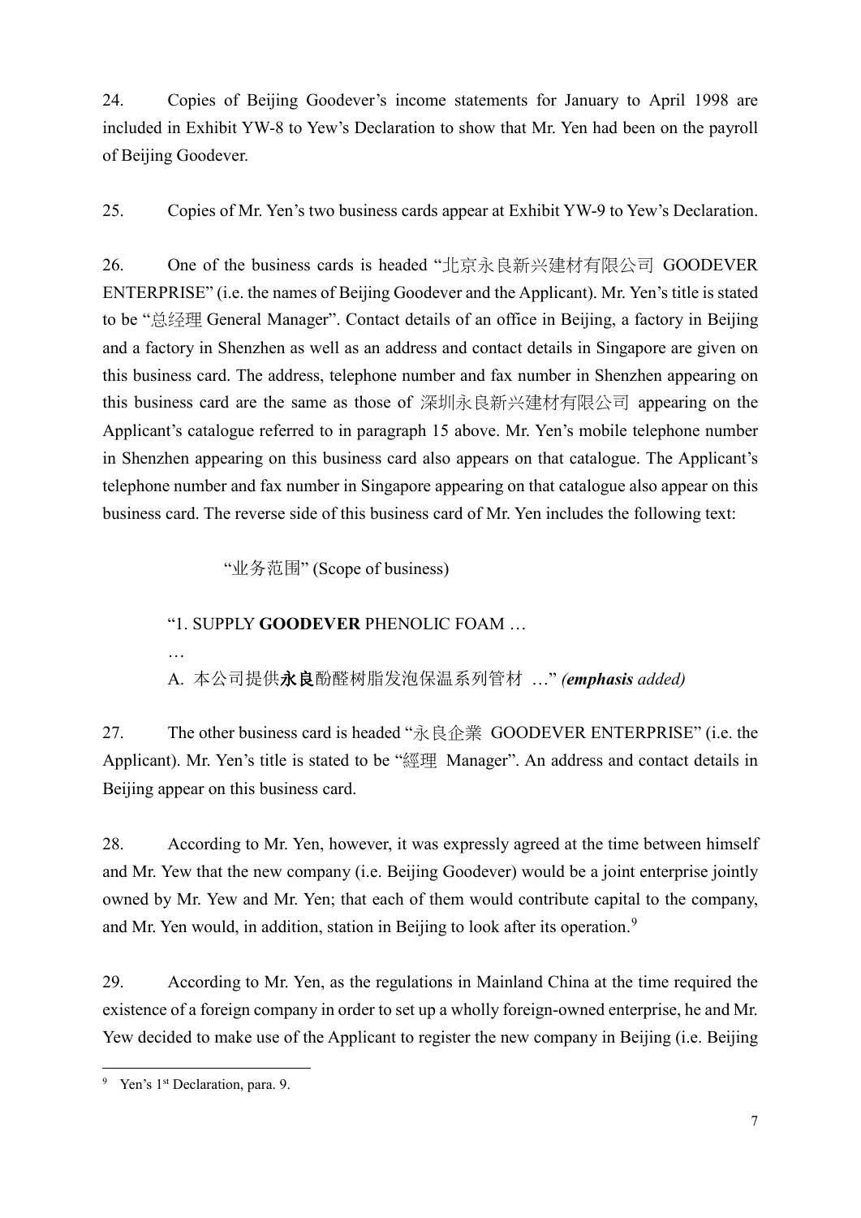24. Copies of Beijing Goodever's income statements for January to April 1998 are included in Exhibit YW-8 to Yew's Declaration to show that Mr. Yen had been on the payroll of Beijing Goodever.

25. Copies of Mr. Yen's two business cards appear at Exhibit YW-9 to Yew's Declaration.

26. One of the business cards is headed "北京永良新兴建材有限公司 GOODEVER ENTERPRISE" (i.e. the names of Beijing Goodever and the Applicant). Mr. Yen's title is stated to be "总经理 General Manager". Contact details of an office in Beijing, a factory in Beijing and a factory in Shenzhen as well as an address and contact details in Singapore are given on this business card. The address, telephone number and fax number in Shenzhen appearing on this business card are the same as those of 深圳永良新兴建材有限公司 appearing on the Applicant's catalogue referred to in paragraph 15 above. Mr. Yen's mobile telephone number in Shenzhen appearing on this business card also appears on that catalogue. The Applicant's telephone number and fax number in Singapore appearing on that catalogue also appear on this business card. The reverse side of this business card of Mr. Yen includes the following text:

> "业务范围" (Scope of business)
>
> "1. SUPPLY **GOODEVER** PHENOLIC FOAM …
>
> …
>
> A. 本公司提供**永良**酚醛树脂发泡保温系列管材 …" *(**emphasis** added)*

27. The other business card is headed "永良企業 GOODEVER ENTERPRISE" (i.e. the Applicant). Mr. Yen's title is stated to be "經理 Manager". An address and contact details in Beijing appear on this business card.

28. According to Mr. Yen, however, it was expressly agreed at the time between himself and Mr. Yew that the new company (i.e. Beijing Goodever) would be a joint enterprise jointly owned by Mr. Yew and Mr. Yen; that each of them would contribute capital to the company, and Mr. Yen would, in addition, station in Beijing to look after its operation.[9]

29. According to Mr. Yen, as the regulations in Mainland China at the time required the existence of a foreign company in order to set up a wholly foreign-owned enterprise, he and Mr. Yew decided to make use of the Applicant to register the new company in Beijing (i.e. Beijing

---

[9] Yen's 1st Declaration, para. 9.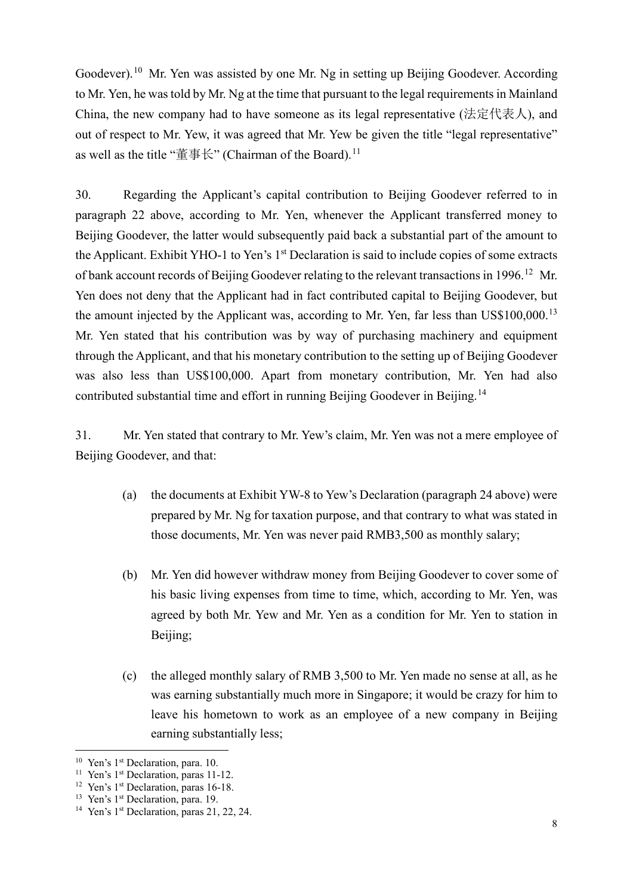Goodever).[10] Mr. Yen was assisted by one Mr. Ng in setting up Beijing Goodever. According to Mr. Yen, he was told by Mr. Ng at the time that pursuant to the legal requirements in Mainland China, the new company had to have someone as its legal representative (法定代表人), and out of respect to Mr. Yew, it was agreed that Mr. Yew be given the title "legal representative" as well as the title "董事长" (Chairman of the Board).[11]

30. Regarding the Applicant's capital contribution to Beijing Goodever referred to in paragraph 22 above, according to Mr. Yen, whenever the Applicant transferred money to Beijing Goodever, the latter would subsequently paid back a substantial part of the amount to the Applicant. Exhibit YHO-1 to Yen's 1st Declaration is said to include copies of some extracts of bank account records of Beijing Goodever relating to the relevant transactions in 1996.[12] Mr. Yen does not deny that the Applicant had in fact contributed capital to Beijing Goodever, but the amount injected by the Applicant was, according to Mr. Yen, far less than US$100,000.[13] Mr. Yen stated that his contribution was by way of purchasing machinery and equipment through the Applicant, and that his monetary contribution to the setting up of Beijing Goodever was also less than US$100,000. Apart from monetary contribution, Mr. Yen had also contributed substantial time and effort in running Beijing Goodever in Beijing.[14]

31. Mr. Yen stated that contrary to Mr. Yew's claim, Mr. Yen was not a mere employee of Beijing Goodever, and that:

(a) the documents at Exhibit YW-8 to Yew's Declaration (paragraph 24 above) were prepared by Mr. Ng for taxation purpose, and that contrary to what was stated in those documents, Mr. Yen was never paid RMB3,500 as monthly salary;

(b) Mr. Yen did however withdraw money from Beijing Goodever to cover some of his basic living expenses from time to time, which, according to Mr. Yen, was agreed by both Mr. Yew and Mr. Yen as a condition for Mr. Yen to station in Beijing;

(c) the alleged monthly salary of RMB 3,500 to Mr. Yen made no sense at all, as he was earning substantially much more in Singapore; it would be crazy for him to leave his hometown to work as an employee of a new company in Beijing earning substantially less;

---

[10] Yen's 1st Declaration, para. 10.

[11] Yen's 1st Declaration, paras 11-12.

[12] Yen's 1st Declaration, paras 16-18.

[13] Yen's 1st Declaration, para. 19.

[14] Yen's 1st Declaration, paras 21, 22, 24.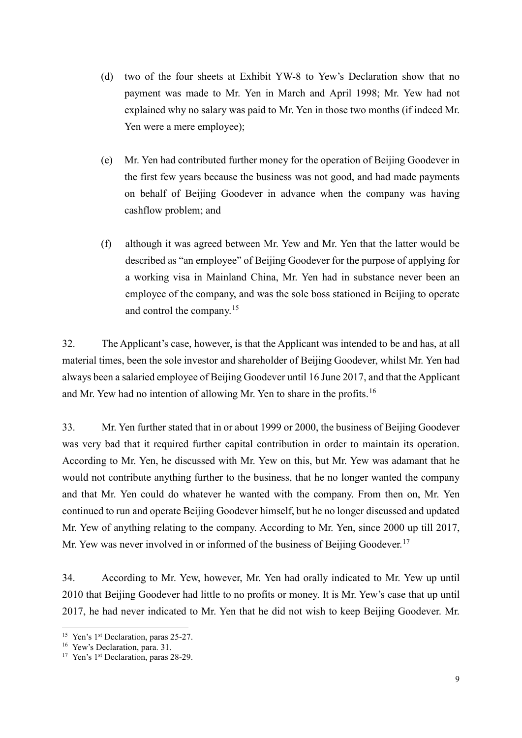(d) two of the four sheets at Exhibit YW-8 to Yew's Declaration show that no payment was made to Mr. Yen in March and April 1998; Mr. Yew had not explained why no salary was paid to Mr. Yen in those two months (if indeed Mr. Yen were a mere employee);

(e) Mr. Yen had contributed further money for the operation of Beijing Goodever in the first few years because the business was not good, and had made payments on behalf of Beijing Goodever in advance when the company was having cashflow problem; and

(f) although it was agreed between Mr. Yew and Mr. Yen that the latter would be described as "an employee" of Beijing Goodever for the purpose of applying for a working visa in Mainland China, Mr. Yen had in substance never been an employee of the company, and was the sole boss stationed in Beijing to operate and control the company.[15]

32. The Applicant's case, however, is that the Applicant was intended to be and has, at all material times, been the sole investor and shareholder of Beijing Goodever, whilst Mr. Yen had always been a salaried employee of Beijing Goodever until 16 June 2017, and that the Applicant and Mr. Yew had no intention of allowing Mr. Yen to share in the profits.[16]

33. Mr. Yen further stated that in or about 1999 or 2000, the business of Beijing Goodever was very bad that it required further capital contribution in order to maintain its operation. According to Mr. Yen, he discussed with Mr. Yew on this, but Mr. Yew was adamant that he would not contribute anything further to the business, that he no longer wanted the company and that Mr. Yen could do whatever he wanted with the company. From then on, Mr. Yen continued to run and operate Beijing Goodever himself, but he no longer discussed and updated Mr. Yew of anything relating to the company. According to Mr. Yen, since 2000 up till 2017, Mr. Yew was never involved in or informed of the business of Beijing Goodever.[17]

34. According to Mr. Yew, however, Mr. Yen had orally indicated to Mr. Yew up until 2010 that Beijing Goodever had little to no profits or money. It is Mr. Yew's case that up until 2017, he had never indicated to Mr. Yen that he did not wish to keep Beijing Goodever. Mr.

---

[15] Yen's 1st Declaration, paras 25-27.

[16] Yew's Declaration, para. 31.

[17] Yen's 1st Declaration, paras 28-29.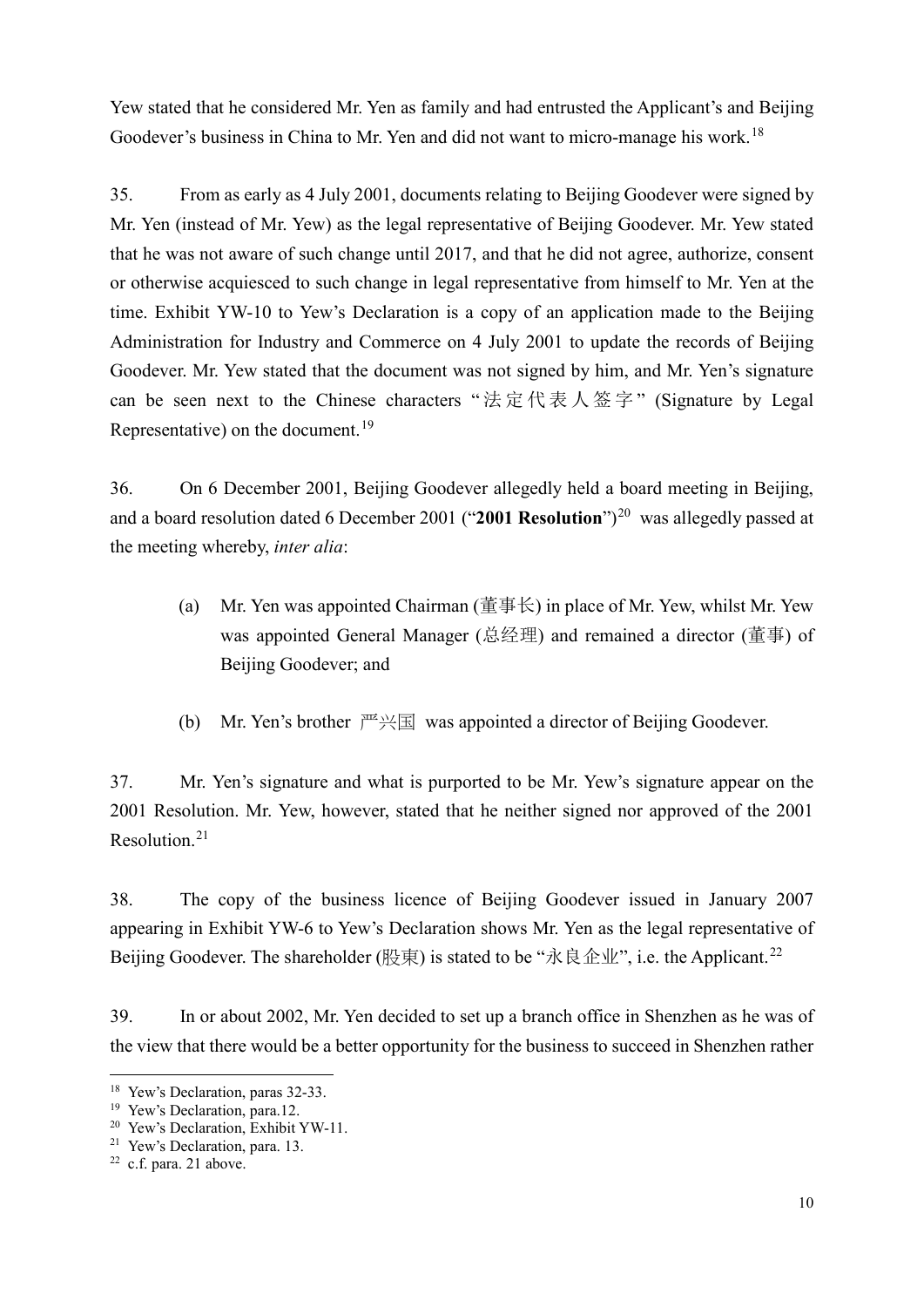Yew stated that he considered Mr. Yen as family and had entrusted the Applicant's and Beijing Goodever's business in China to Mr. Yen and did not want to micro-manage his work.[18]

35. From as early as 4 July 2001, documents relating to Beijing Goodever were signed by Mr. Yen (instead of Mr. Yew) as the legal representative of Beijing Goodever. Mr. Yew stated that he was not aware of such change until 2017, and that he did not agree, authorize, consent or otherwise acquiesced to such change in legal representative from himself to Mr. Yen at the time. Exhibit YW-10 to Yew's Declaration is a copy of an application made to the Beijing Administration for Industry and Commerce on 4 July 2001 to update the records of Beijing Goodever. Mr. Yew stated that the document was not signed by him, and Mr. Yen's signature can be seen next to the Chinese characters "法定代表人签字" (Signature by Legal Representative) on the document.[19]

36. On 6 December 2001, Beijing Goodever allegedly held a board meeting in Beijing, and a board resolution dated 6 December 2001 ("**2001 Resolution**")[20] was allegedly passed at the meeting whereby, *inter alia*:

(a) Mr. Yen was appointed Chairman (董事长) in place of Mr. Yew, whilst Mr. Yew was appointed General Manager (总经理) and remained a director (董事) of Beijing Goodever; and

(b) Mr. Yen's brother 严兴国 was appointed a director of Beijing Goodever.

37. Mr. Yen's signature and what is purported to be Mr. Yew's signature appear on the 2001 Resolution. Mr. Yew, however, stated that he neither signed nor approved of the 2001 Resolution.[21]

38. The copy of the business licence of Beijing Goodever issued in January 2007 appearing in Exhibit YW-6 to Yew's Declaration shows Mr. Yen as the legal representative of Beijing Goodever. The shareholder (股東) is stated to be "永良企业", i.e. the Applicant.[22]

39. In or about 2002, Mr. Yen decided to set up a branch office in Shenzhen as he was of the view that there would be a better opportunity for the business to succeed in Shenzhen rather

---

[18] Yew's Declaration, paras 32-33.

[19] Yew's Declaration, para.12.

[20] Yew's Declaration, Exhibit YW-11.

[21] Yew's Declaration, para. 13.

[22] c.f. para. 21 above.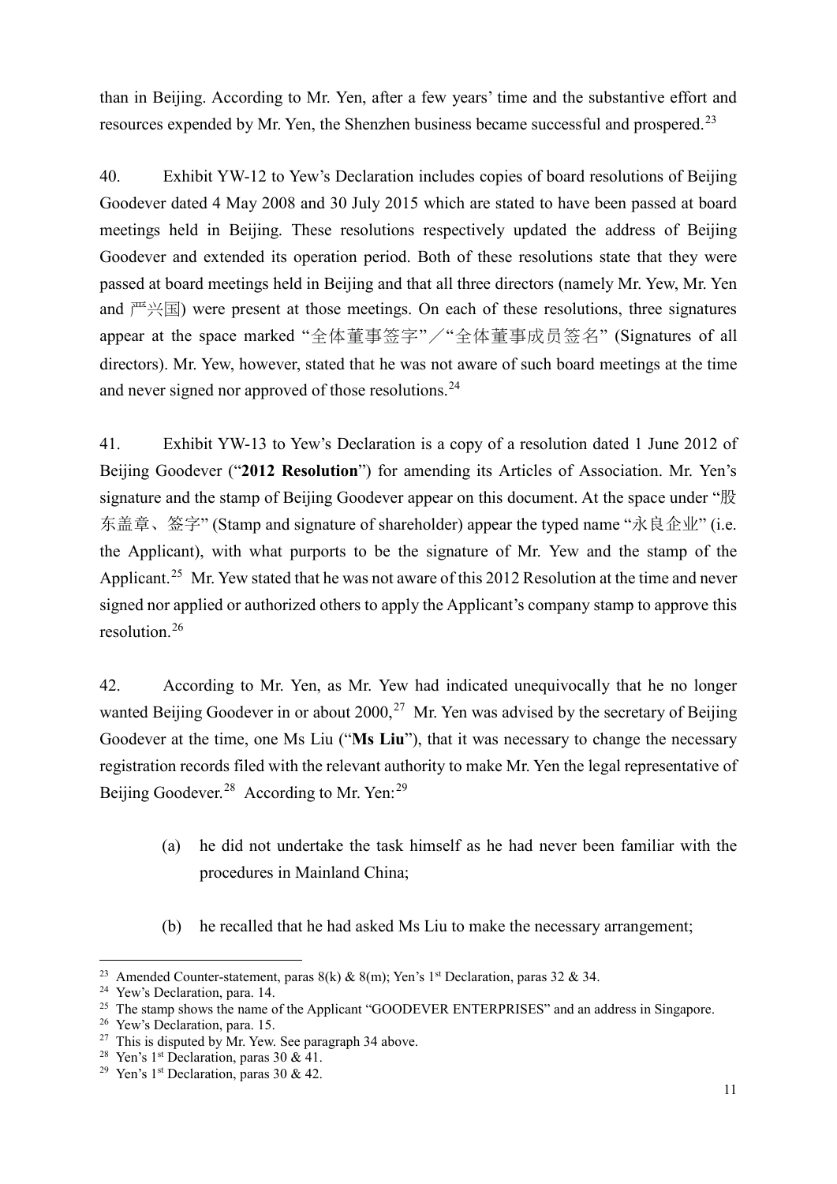than in Beijing. According to Mr. Yen, after a few years' time and the substantive effort and resources expended by Mr. Yen, the Shenzhen business became successful and prospered.[23]

40. Exhibit YW-12 to Yew's Declaration includes copies of board resolutions of Beijing Goodever dated 4 May 2008 and 30 July 2015 which are stated to have been passed at board meetings held in Beijing. These resolutions respectively updated the address of Beijing Goodever and extended its operation period. Both of these resolutions state that they were passed at board meetings held in Beijing and that all three directors (namely Mr. Yew, Mr. Yen and 严兴国) were present at those meetings. On each of these resolutions, three signatures appear at the space marked "全体董事签字"／"全体董事成员签名" (Signatures of all directors). Mr. Yew, however, stated that he was not aware of such board meetings at the time and never signed nor approved of those resolutions.[24]

41. Exhibit YW-13 to Yew's Declaration is a copy of a resolution dated 1 June 2012 of Beijing Goodever ("**2012 Resolution**") for amending its Articles of Association. Mr. Yen's signature and the stamp of Beijing Goodever appear on this document. At the space under "股东盖章、签字" (Stamp and signature of shareholder) appear the typed name "永良企业" (i.e. the Applicant), with what purports to be the signature of Mr. Yew and the stamp of the Applicant.[25] Mr. Yew stated that he was not aware of this 2012 Resolution at the time and never signed nor applied or authorized others to apply the Applicant's company stamp to approve this resolution.[26]

42. According to Mr. Yen, as Mr. Yew had indicated unequivocally that he no longer wanted Beijing Goodever in or about 2000,[27] Mr. Yen was advised by the secretary of Beijing Goodever at the time, one Ms Liu ("**Ms Liu**"), that it was necessary to change the necessary registration records filed with the relevant authority to make Mr. Yen the legal representative of Beijing Goodever.[28] According to Mr. Yen:[29]

(a) he did not undertake the task himself as he had never been familiar with the procedures in Mainland China;

(b) he recalled that he had asked Ms Liu to make the necessary arrangement;

---

[23] Amended Counter-statement, paras 8(k) & 8(m); Yen's 1st Declaration, paras 32 & 34.

[24] Yew's Declaration, para. 14.

[25] The stamp shows the name of the Applicant "GOODEVER ENTERPRISES" and an address in Singapore.

[26] Yew's Declaration, para. 15.

[27] This is disputed by Mr. Yew. See paragraph 34 above.

[28] Yen's 1st Declaration, paras 30 & 41.

[29] Yen's 1st Declaration, paras 30 & 42.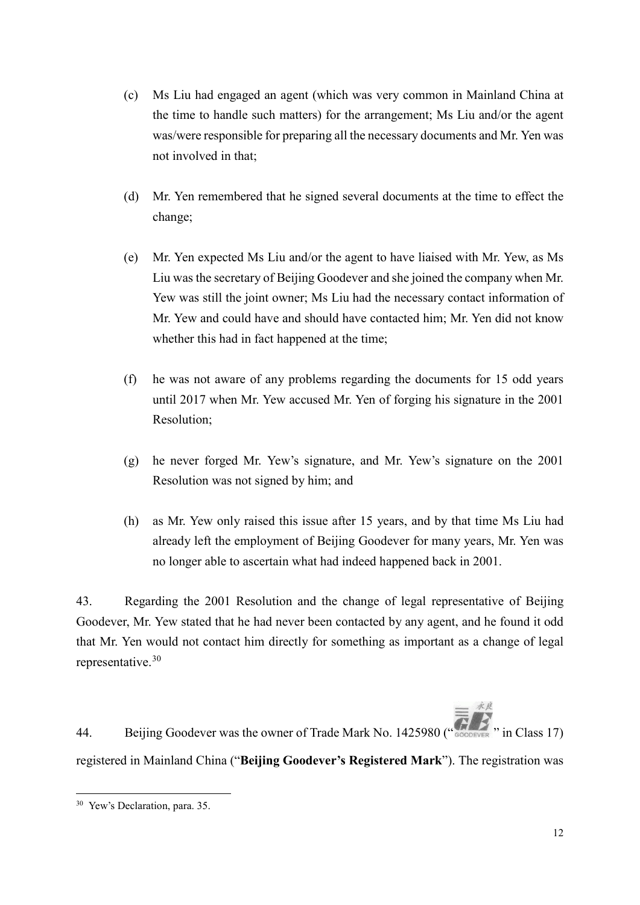(c) Ms Liu had engaged an agent (which was very common in Mainland China at the time to handle such matters) for the arrangement; Ms Liu and/or the agent was/were responsible for preparing all the necessary documents and Mr. Yen was not involved in that;

(d) Mr. Yen remembered that he signed several documents at the time to effect the change;

(e) Mr. Yen expected Ms Liu and/or the agent to have liaised with Mr. Yew, as Ms Liu was the secretary of Beijing Goodever and she joined the company when Mr. Yew was still the joint owner; Ms Liu had the necessary contact information of Mr. Yew and could have and should have contacted him; Mr. Yen did not know whether this had in fact happened at the time;

(f) he was not aware of any problems regarding the documents for 15 odd years until 2017 when Mr. Yew accused Mr. Yen of forging his signature in the 2001 Resolution;

(g) he never forged Mr. Yew's signature, and Mr. Yew's signature on the 2001 Resolution was not signed by him; and

(h) as Mr. Yew only raised this issue after 15 years, and by that time Ms Liu had already left the employment of Beijing Goodever for many years, Mr. Yen was no longer able to ascertain what had indeed happened back in 2001.

43. Regarding the 2001 Resolution and the change of legal representative of Beijing Goodever, Mr. Yew stated that he had never been contacted by any agent, and he found it odd that Mr. Yen would not contact him directly for something as important as a change of legal representative.[30]

44. Beijing Goodever was the owner of Trade Mark No. 1425980 ("永良 GE GOODEVER" in Class 17) registered in Mainland China ("**Beijing Goodever's Registered Mark**"). The registration was

[30] Yew's Declaration, para. 35.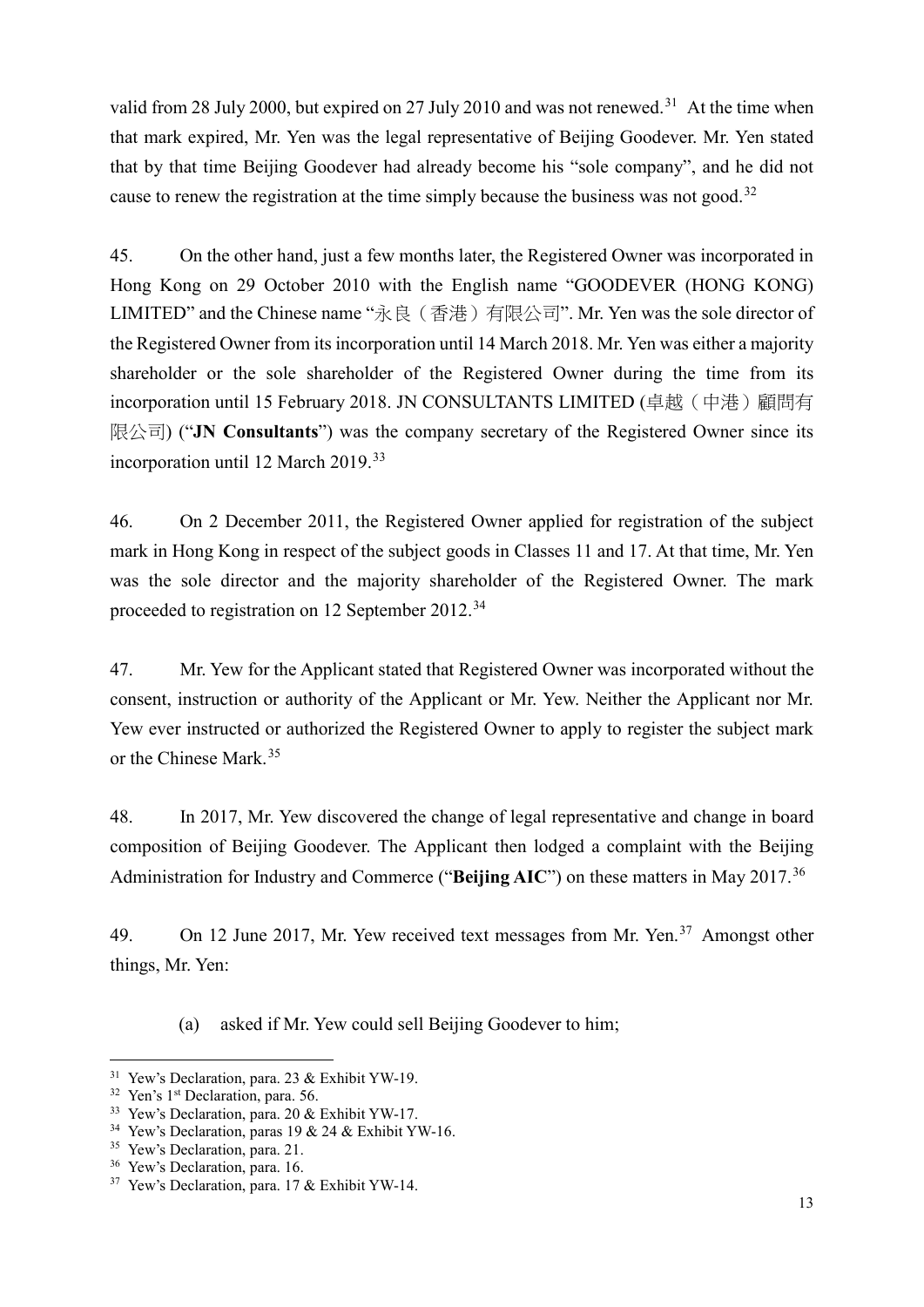valid from 28 July 2000, but expired on 27 July 2010 and was not renewed.[31] At the time when that mark expired, Mr. Yen was the legal representative of Beijing Goodever. Mr. Yen stated that by that time Beijing Goodever had already become his "sole company", and he did not cause to renew the registration at the time simply because the business was not good.[32]

45. On the other hand, just a few months later, the Registered Owner was incorporated in Hong Kong on 29 October 2010 with the English name "GOODEVER (HONG KONG) LIMITED" and the Chinese name "永良（香港）有限公司". Mr. Yen was the sole director of the Registered Owner from its incorporation until 14 March 2018. Mr. Yen was either a majority shareholder or the sole shareholder of the Registered Owner during the time from its incorporation until 15 February 2018. JN CONSULTANTS LIMITED (卓越（中港）顧問有限公司) ("**JN Consultants**") was the company secretary of the Registered Owner since its incorporation until 12 March 2019.[33]

46. On 2 December 2011, the Registered Owner applied for registration of the subject mark in Hong Kong in respect of the subject goods in Classes 11 and 17. At that time, Mr. Yen was the sole director and the majority shareholder of the Registered Owner. The mark proceeded to registration on 12 September 2012.[34]

47. Mr. Yew for the Applicant stated that Registered Owner was incorporated without the consent, instruction or authority of the Applicant or Mr. Yew. Neither the Applicant nor Mr. Yew ever instructed or authorized the Registered Owner to apply to register the subject mark or the Chinese Mark.[35]

48. In 2017, Mr. Yew discovered the change of legal representative and change in board composition of Beijing Goodever. The Applicant then lodged a complaint with the Beijing Administration for Industry and Commerce ("**Beijing AIC**") on these matters in May 2017.[36]

49. On 12 June 2017, Mr. Yew received text messages from Mr. Yen.[37] Amongst other things, Mr. Yen:

(a) asked if Mr. Yew could sell Beijing Goodever to him;

---

[31] Yew's Declaration, para. 23 & Exhibit YW-19.
[32] Yen's 1st Declaration, para. 56.
[33] Yew's Declaration, para. 20 & Exhibit YW-17.
[34] Yew's Declaration, paras 19 & 24 & Exhibit YW-16.
[35] Yew's Declaration, para. 21.
[36] Yew's Declaration, para. 16.
[37] Yew's Declaration, para. 17 & Exhibit YW-14.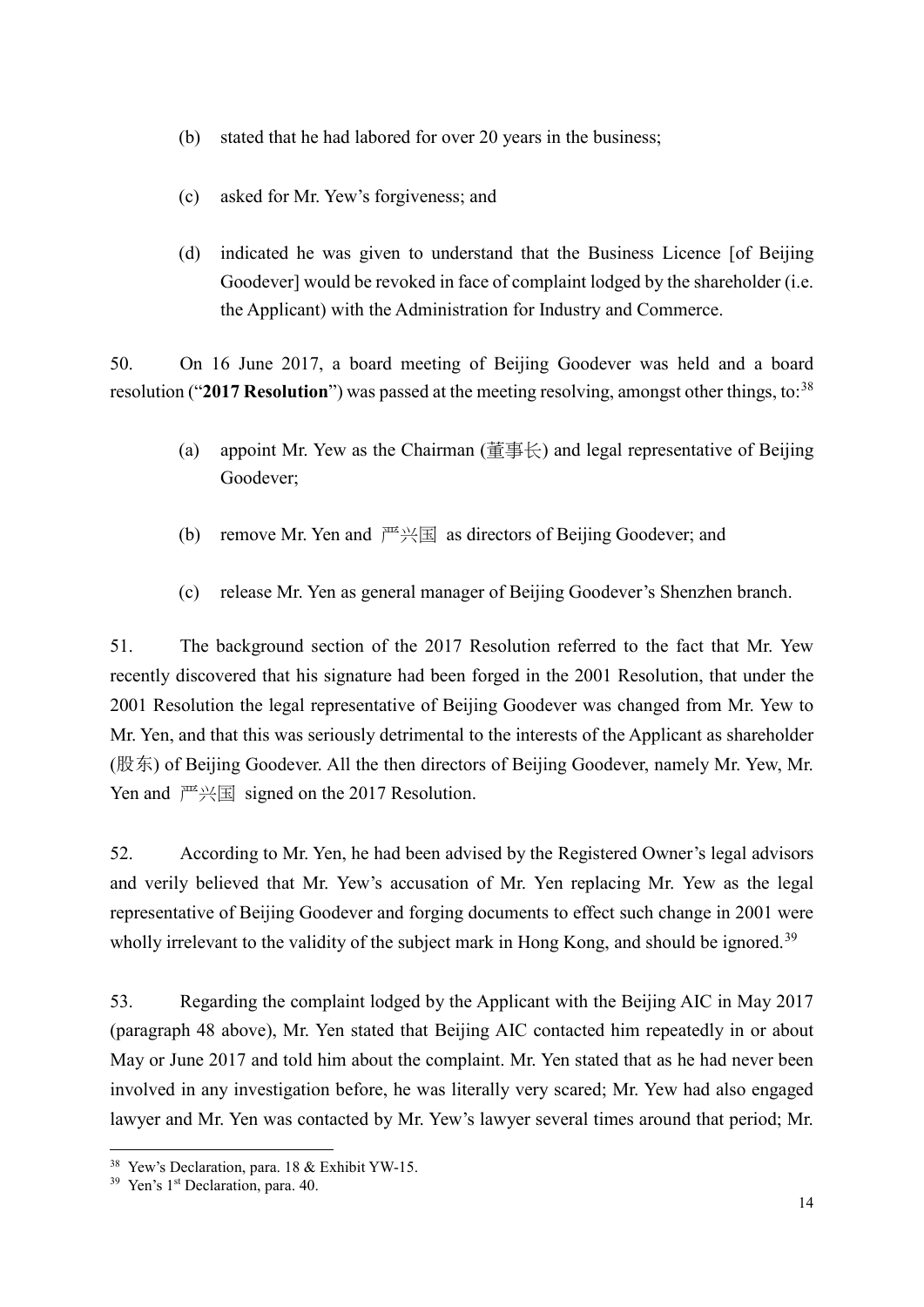(b) stated that he had labored for over 20 years in the business;

(c) asked for Mr. Yew's forgiveness; and

(d) indicated he was given to understand that the Business Licence [of Beijing Goodever] would be revoked in face of complaint lodged by the shareholder (i.e. the Applicant) with the Administration for Industry and Commerce.

50. On 16 June 2017, a board meeting of Beijing Goodever was held and a board resolution ("**2017 Resolution**") was passed at the meeting resolving, amongst other things, to:[38]

(a) appoint Mr. Yew as the Chairman (董事长) and legal representative of Beijing Goodever;

(b) remove Mr. Yen and 严兴国 as directors of Beijing Goodever; and

(c) release Mr. Yen as general manager of Beijing Goodever's Shenzhen branch.

51. The background section of the 2017 Resolution referred to the fact that Mr. Yew recently discovered that his signature had been forged in the 2001 Resolution, that under the 2001 Resolution the legal representative of Beijing Goodever was changed from Mr. Yew to Mr. Yen, and that this was seriously detrimental to the interests of the Applicant as shareholder (股东) of Beijing Goodever. All the then directors of Beijing Goodever, namely Mr. Yew, Mr. Yen and 严兴国 signed on the 2017 Resolution.

52. According to Mr. Yen, he had been advised by the Registered Owner's legal advisors and verily believed that Mr. Yew's accusation of Mr. Yen replacing Mr. Yew as the legal representative of Beijing Goodever and forging documents to effect such change in 2001 were wholly irrelevant to the validity of the subject mark in Hong Kong, and should be ignored.[39]

53. Regarding the complaint lodged by the Applicant with the Beijing AIC in May 2017 (paragraph 48 above), Mr. Yen stated that Beijing AIC contacted him repeatedly in or about May or June 2017 and told him about the complaint. Mr. Yen stated that as he had never been involved in any investigation before, he was literally very scared; Mr. Yew had also engaged lawyer and Mr. Yen was contacted by Mr. Yew's lawyer several times around that period; Mr.

---

[38] Yew's Declaration, para. 18 & Exhibit YW-15.

[39] Yen's 1st Declaration, para. 40.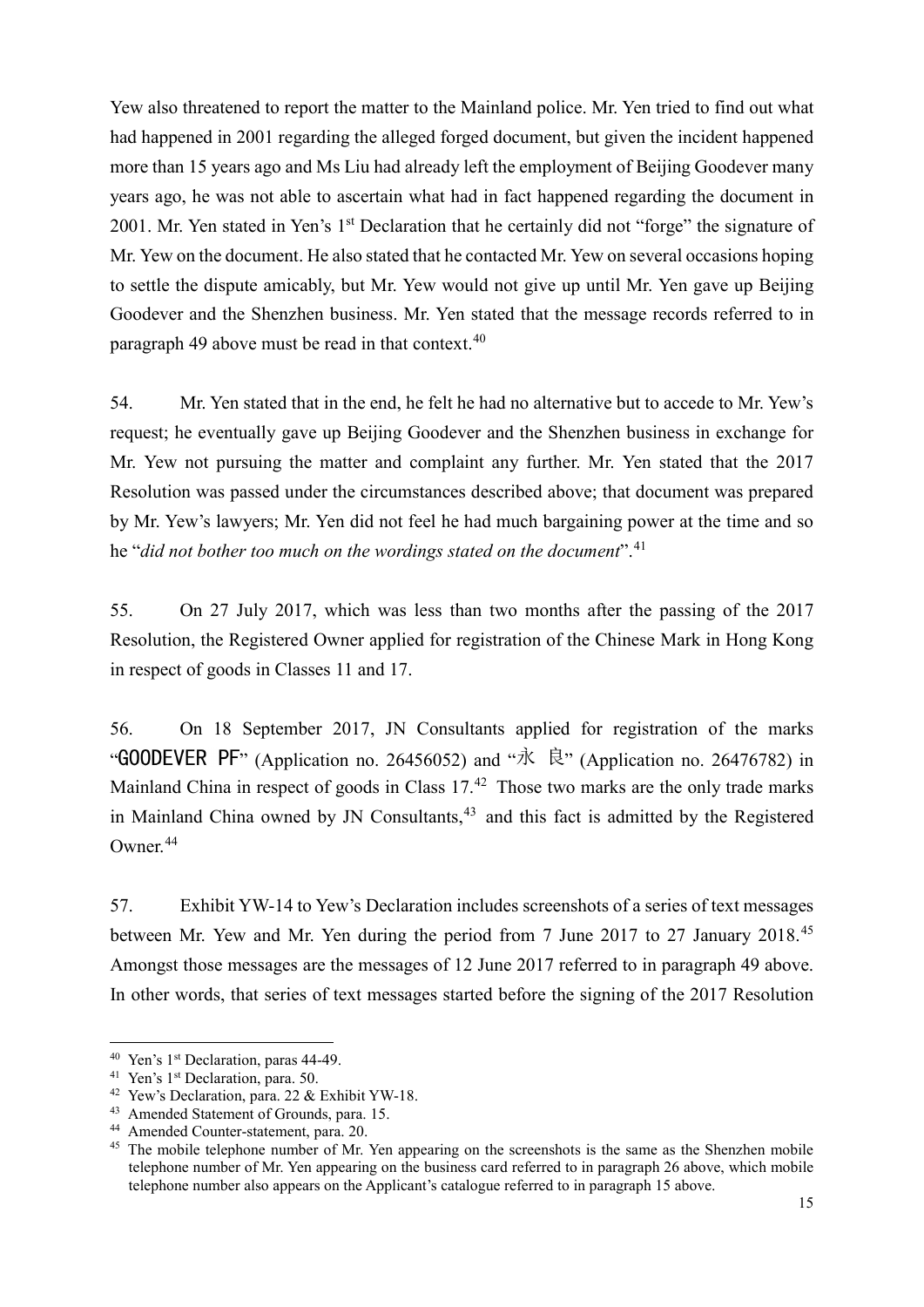Yew also threatened to report the matter to the Mainland police. Mr. Yen tried to find out what had happened in 2001 regarding the alleged forged document, but given the incident happened more than 15 years ago and Ms Liu had already left the employment of Beijing Goodever many years ago, he was not able to ascertain what had in fact happened regarding the document in 2001. Mr. Yen stated in Yen's 1st Declaration that he certainly did not "forge" the signature of Mr. Yew on the document. He also stated that he contacted Mr. Yew on several occasions hoping to settle the dispute amicably, but Mr. Yew would not give up until Mr. Yen gave up Beijing Goodever and the Shenzhen business. Mr. Yen stated that the message records referred to in paragraph 49 above must be read in that context.[40]

54. Mr. Yen stated that in the end, he felt he had no alternative but to accede to Mr. Yew's request; he eventually gave up Beijing Goodever and the Shenzhen business in exchange for Mr. Yew not pursuing the matter and complaint any further. Mr. Yen stated that the 2017 Resolution was passed under the circumstances described above; that document was prepared by Mr. Yew's lawyers; Mr. Yen did not feel he had much bargaining power at the time and so he "*did not bother too much on the wordings stated on the document*".[41]

55. On 27 July 2017, which was less than two months after the passing of the 2017 Resolution, the Registered Owner applied for registration of the Chinese Mark in Hong Kong in respect of goods in Classes 11 and 17.

56. On 18 September 2017, JN Consultants applied for registration of the marks "GOODEVER PF" (Application no. 26456052) and "永 良" (Application no. 26476782) in Mainland China in respect of goods in Class 17.[42] Those two marks are the only trade marks in Mainland China owned by JN Consultants,[43] and this fact is admitted by the Registered Owner.[44]

57. Exhibit YW-14 to Yew's Declaration includes screenshots of a series of text messages between Mr. Yew and Mr. Yen during the period from 7 June 2017 to 27 January 2018.[45] Amongst those messages are the messages of 12 June 2017 referred to in paragraph 49 above. In other words, that series of text messages started before the signing of the 2017 Resolution

---

[40] Yen's 1st Declaration, paras 44-49.

[41] Yen's 1st Declaration, para. 50.

[42] Yew's Declaration, para. 22 & Exhibit YW-18.

[43] Amended Statement of Grounds, para. 15.

[44] Amended Counter-statement, para. 20.

[45] The mobile telephone number of Mr. Yen appearing on the screenshots is the same as the Shenzhen mobile telephone number of Mr. Yen appearing on the business card referred to in paragraph 26 above, which mobile telephone number also appears on the Applicant's catalogue referred to in paragraph 15 above.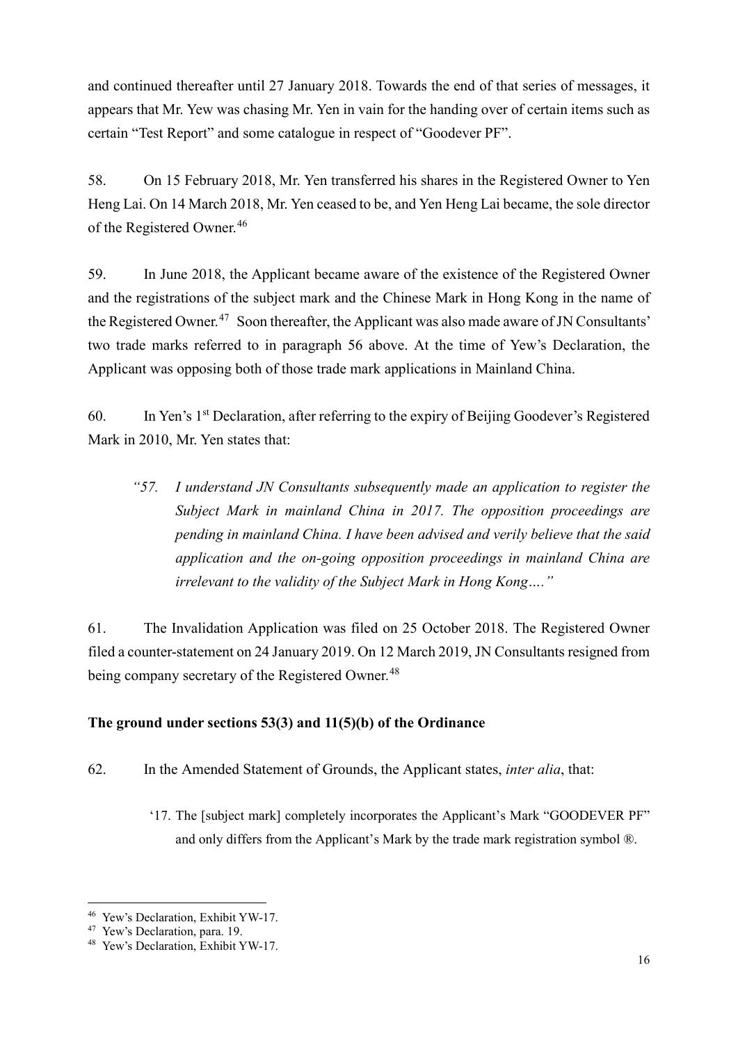and continued thereafter until 27 January 2018. Towards the end of that series of messages, it appears that Mr. Yew was chasing Mr. Yen in vain for the handing over of certain items such as certain "Test Report" and some catalogue in respect of "Goodever PF".

58. On 15 February 2018, Mr. Yen transferred his shares in the Registered Owner to Yen Heng Lai. On 14 March 2018, Mr. Yen ceased to be, and Yen Heng Lai became, the sole director of the Registered Owner.[46]

59. In June 2018, the Applicant became aware of the existence of the Registered Owner and the registrations of the subject mark and the Chinese Mark in Hong Kong in the name of the Registered Owner.[47] Soon thereafter, the Applicant was also made aware of JN Consultants' two trade marks referred to in paragraph 56 above. At the time of Yew's Declaration, the Applicant was opposing both of those trade mark applications in Mainland China.

60. In Yen's 1st Declaration, after referring to the expiry of Beijing Goodever's Registered Mark in 2010, Mr. Yen states that:

> *"57. I understand JN Consultants subsequently made an application to register the Subject Mark in mainland China in 2017. The opposition proceedings are pending in mainland China. I have been advised and verily believe that the said application and the on-going opposition proceedings in mainland China are irrelevant to the validity of the Subject Mark in Hong Kong…."*

61. The Invalidation Application was filed on 25 October 2018. The Registered Owner filed a counter-statement on 24 January 2019. On 12 March 2019, JN Consultants resigned from being company secretary of the Registered Owner.[48]

**The ground under sections 53(3) and 11(5)(b) of the Ordinance**

62. In the Amended Statement of Grounds, the Applicant states, *inter alia*, that:

> '17. The [subject mark] completely incorporates the Applicant's Mark "GOODEVER PF" and only differs from the Applicant's Mark by the trade mark registration symbol ®.

---

[46] Yew's Declaration, Exhibit YW-17.

[47] Yew's Declaration, para. 19.

[48] Yew's Declaration, Exhibit YW-17.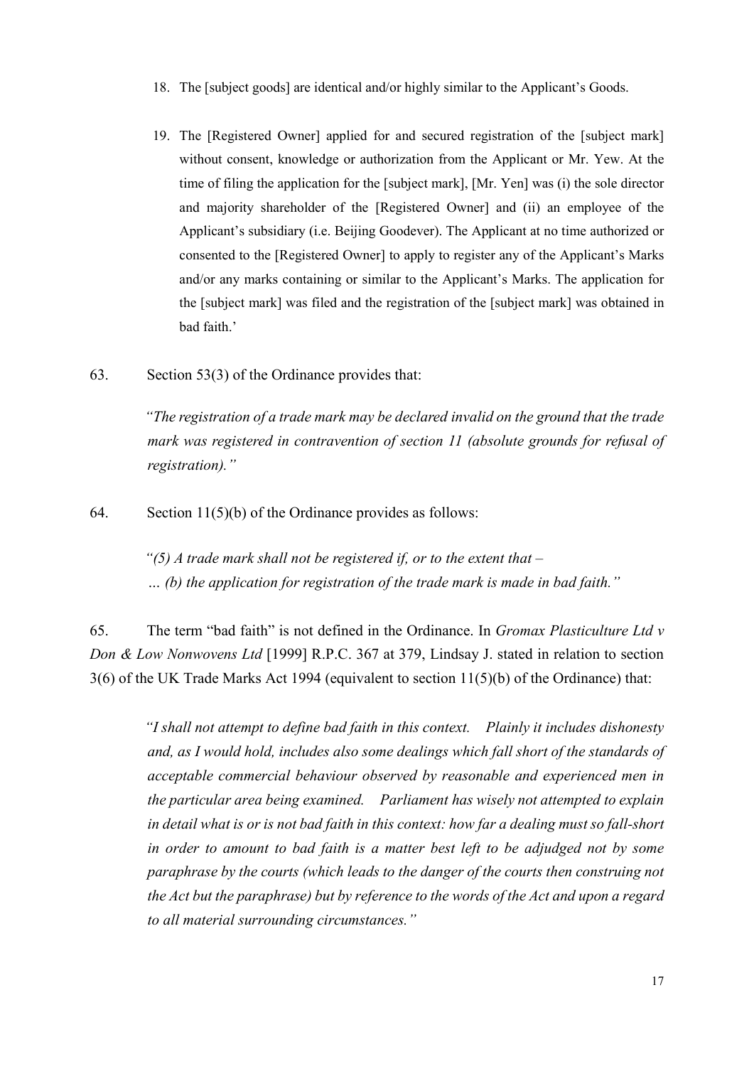18. The [subject goods] are identical and/or highly similar to the Applicant's Goods.

19. The [Registered Owner] applied for and secured registration of the [subject mark] without consent, knowledge or authorization from the Applicant or Mr. Yew. At the time of filing the application for the [subject mark], [Mr. Yen] was (i) the sole director and majority shareholder of the [Registered Owner] and (ii) an employee of the Applicant's subsidiary (i.e. Beijing Goodever). The Applicant at no time authorized or consented to the [Registered Owner] to apply to register any of the Applicant's Marks and/or any marks containing or similar to the Applicant's Marks. The application for the [subject mark] was filed and the registration of the [subject mark] was obtained in bad faith.'

63. Section 53(3) of the Ordinance provides that:

> *"The registration of a trade mark may be declared invalid on the ground that the trade mark was registered in contravention of section 11 (absolute grounds for refusal of registration)."*

64. Section 11(5)(b) of the Ordinance provides as follows:

> *"(5) A trade mark shall not be registered if, or to the extent that –*
> *… (b) the application for registration of the trade mark is made in bad faith."*

65. The term "bad faith" is not defined in the Ordinance. In *Gromax Plasticulture Ltd v Don & Low Nonwovens Ltd* [1999] R.P.C. 367 at 379, Lindsay J. stated in relation to section 3(6) of the UK Trade Marks Act 1994 (equivalent to section 11(5)(b) of the Ordinance) that:

> *"I shall not attempt to define bad faith in this context. Plainly it includes dishonesty and, as I would hold, includes also some dealings which fall short of the standards of acceptable commercial behaviour observed by reasonable and experienced men in the particular area being examined. Parliament has wisely not attempted to explain in detail what is or is not bad faith in this context: how far a dealing must so fall-short in order to amount to bad faith is a matter best left to be adjudged not by some paraphrase by the courts (which leads to the danger of the courts then construing not the Act but the paraphrase) but by reference to the words of the Act and upon a regard to all material surrounding circumstances."*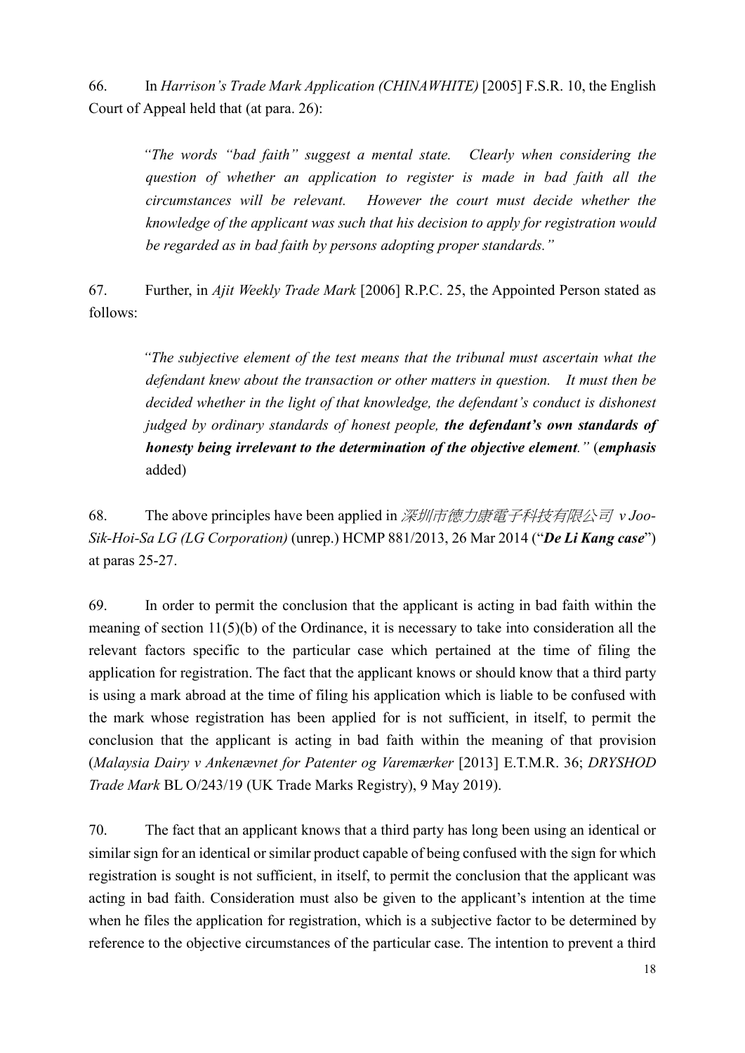66. In *Harrison's Trade Mark Application (CHINAWHITE)* [2005] F.S.R. 10, the English Court of Appeal held that (at para. 26):

> *"The words "bad faith" suggest a mental state. Clearly when considering the question of whether an application to register is made in bad faith all the circumstances will be relevant. However the court must decide whether the knowledge of the applicant was such that his decision to apply for registration would be regarded as in bad faith by persons adopting proper standards."*

67. Further, in *Ajit Weekly Trade Mark* [2006] R.P.C. 25, the Appointed Person stated as follows:

> *"The subjective element of the test means that the tribunal must ascertain what the defendant knew about the transaction or other matters in question. It must then be decided whether in the light of that knowledge, the defendant's conduct is dishonest judged by ordinary standards of honest people,* ***the defendant's own standards of honesty being irrelevant to the determination of the objective element****."* (***emphasis*** added)

68. The above principles have been applied in *深圳市德力康電子科技有限公司 v Joo-Sik-Hoi-Sa LG (LG Corporation)* (unrep.) HCMP 881/2013, 26 Mar 2014 ("***De Li Kang case***") at paras 25-27.

69. In order to permit the conclusion that the applicant is acting in bad faith within the meaning of section 11(5)(b) of the Ordinance, it is necessary to take into consideration all the relevant factors specific to the particular case which pertained at the time of filing the application for registration. The fact that the applicant knows or should know that a third party is using a mark abroad at the time of filing his application which is liable to be confused with the mark whose registration has been applied for is not sufficient, in itself, to permit the conclusion that the applicant is acting in bad faith within the meaning of that provision (*Malaysia Dairy v Ankenævnet for Patenter og Varemærker* [2013] E.T.M.R. 36; *DRYSHOD Trade Mark* BL O/243/19 (UK Trade Marks Registry), 9 May 2019).

70. The fact that an applicant knows that a third party has long been using an identical or similar sign for an identical or similar product capable of being confused with the sign for which registration is sought is not sufficient, in itself, to permit the conclusion that the applicant was acting in bad faith. Consideration must also be given to the applicant's intention at the time when he files the application for registration, which is a subjective factor to be determined by reference to the objective circumstances of the particular case. The intention to prevent a third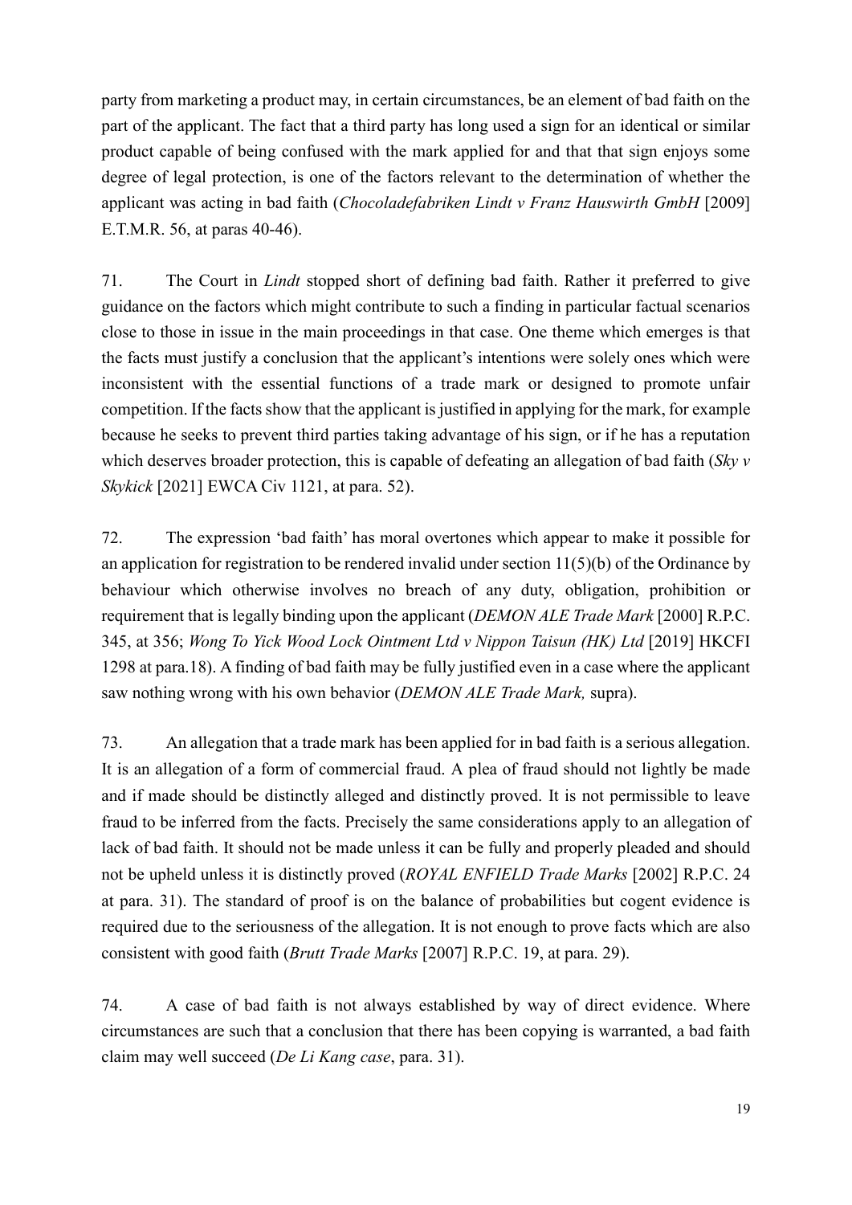party from marketing a product may, in certain circumstances, be an element of bad faith on the part of the applicant. The fact that a third party has long used a sign for an identical or similar product capable of being confused with the mark applied for and that that sign enjoys some degree of legal protection, is one of the factors relevant to the determination of whether the applicant was acting in bad faith (*Chocoladefabriken Lindt v Franz Hauswirth GmbH* [2009] E.T.M.R. 56, at paras 40-46).

71. The Court in *Lindt* stopped short of defining bad faith. Rather it preferred to give guidance on the factors which might contribute to such a finding in particular factual scenarios close to those in issue in the main proceedings in that case. One theme which emerges is that the facts must justify a conclusion that the applicant's intentions were solely ones which were inconsistent with the essential functions of a trade mark or designed to promote unfair competition. If the facts show that the applicant is justified in applying for the mark, for example because he seeks to prevent third parties taking advantage of his sign, or if he has a reputation which deserves broader protection, this is capable of defeating an allegation of bad faith (*Sky v Skykick* [2021] EWCA Civ 1121, at para. 52).

72. The expression 'bad faith' has moral overtones which appear to make it possible for an application for registration to be rendered invalid under section 11(5)(b) of the Ordinance by behaviour which otherwise involves no breach of any duty, obligation, prohibition or requirement that is legally binding upon the applicant (*DEMON ALE Trade Mark* [2000] R.P.C. 345, at 356; *Wong To Yick Wood Lock Ointment Ltd v Nippon Taisun (HK) Ltd* [2019] HKCFI 1298 at para.18). A finding of bad faith may be fully justified even in a case where the applicant saw nothing wrong with his own behavior (*DEMON ALE Trade Mark,* supra).

73. An allegation that a trade mark has been applied for in bad faith is a serious allegation. It is an allegation of a form of commercial fraud. A plea of fraud should not lightly be made and if made should be distinctly alleged and distinctly proved. It is not permissible to leave fraud to be inferred from the facts. Precisely the same considerations apply to an allegation of lack of bad faith. It should not be made unless it can be fully and properly pleaded and should not be upheld unless it is distinctly proved (*ROYAL ENFIELD Trade Marks* [2002] R.P.C. 24 at para. 31). The standard of proof is on the balance of probabilities but cogent evidence is required due to the seriousness of the allegation. It is not enough to prove facts which are also consistent with good faith (*Brutt Trade Marks* [2007] R.P.C. 19, at para. 29).

74. A case of bad faith is not always established by way of direct evidence. Where circumstances are such that a conclusion that there has been copying is warranted, a bad faith claim may well succeed (*De Li Kang case*, para. 31).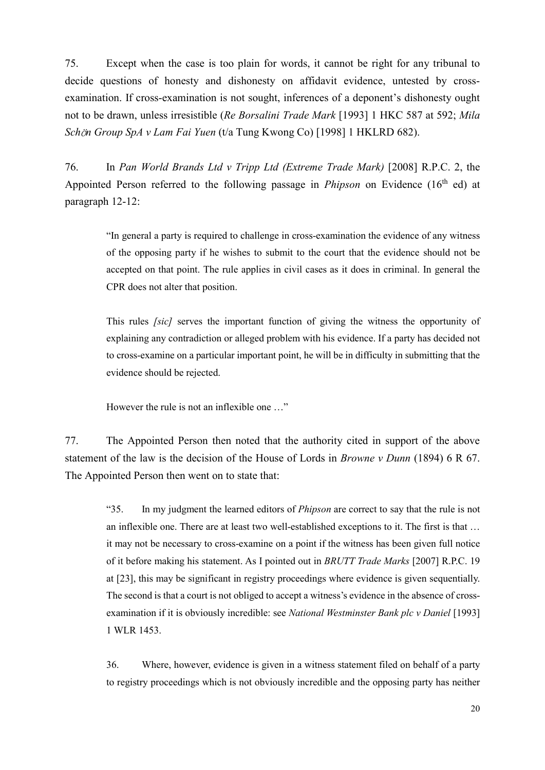75. Except when the case is too plain for words, it cannot be right for any tribunal to decide questions of honesty and dishonesty on affidavit evidence, untested by cross-examination. If cross-examination is not sought, inferences of a deponent's dishonesty ought not to be drawn, unless irresistible (*Re Borsalini Trade Mark* [1993] 1 HKC 587 at 592; *Mila Schön Group SpA v Lam Fai Yuen* (t/a Tung Kwong Co) [1998] 1 HKLRD 682).

76. In *Pan World Brands Ltd v Tripp Ltd (Extreme Trade Mark)* [2008] R.P.C. 2, the Appointed Person referred to the following passage in *Phipson* on Evidence (16th ed) at paragraph 12-12:

> "In general a party is required to challenge in cross-examination the evidence of any witness of the opposing party if he wishes to submit to the court that the evidence should not be accepted on that point. The rule applies in civil cases as it does in criminal. In general the CPR does not alter that position.
>
> This rules *[sic]* serves the important function of giving the witness the opportunity of explaining any contradiction or alleged problem with his evidence. If a party has decided not to cross-examine on a particular important point, he will be in difficulty in submitting that the evidence should be rejected.
>
> However the rule is not an inflexible one …"

77. The Appointed Person then noted that the authority cited in support of the above statement of the law is the decision of the House of Lords in *Browne v Dunn* (1894) 6 R 67. The Appointed Person then went on to state that:

> "35. In my judgment the learned editors of *Phipson* are correct to say that the rule is not an inflexible one. There are at least two well-established exceptions to it. The first is that … it may not be necessary to cross-examine on a point if the witness has been given full notice of it before making his statement. As I pointed out in *BRUTT Trade Marks* [2007] R.P.C. 19 at [23], this may be significant in registry proceedings where evidence is given sequentially. The second is that a court is not obliged to accept a witness's evidence in the absence of cross-examination if it is obviously incredible: see *National Westminster Bank plc v Daniel* [1993] 1 WLR 1453.
>
> 36. Where, however, evidence is given in a witness statement filed on behalf of a party to registry proceedings which is not obviously incredible and the opposing party has neither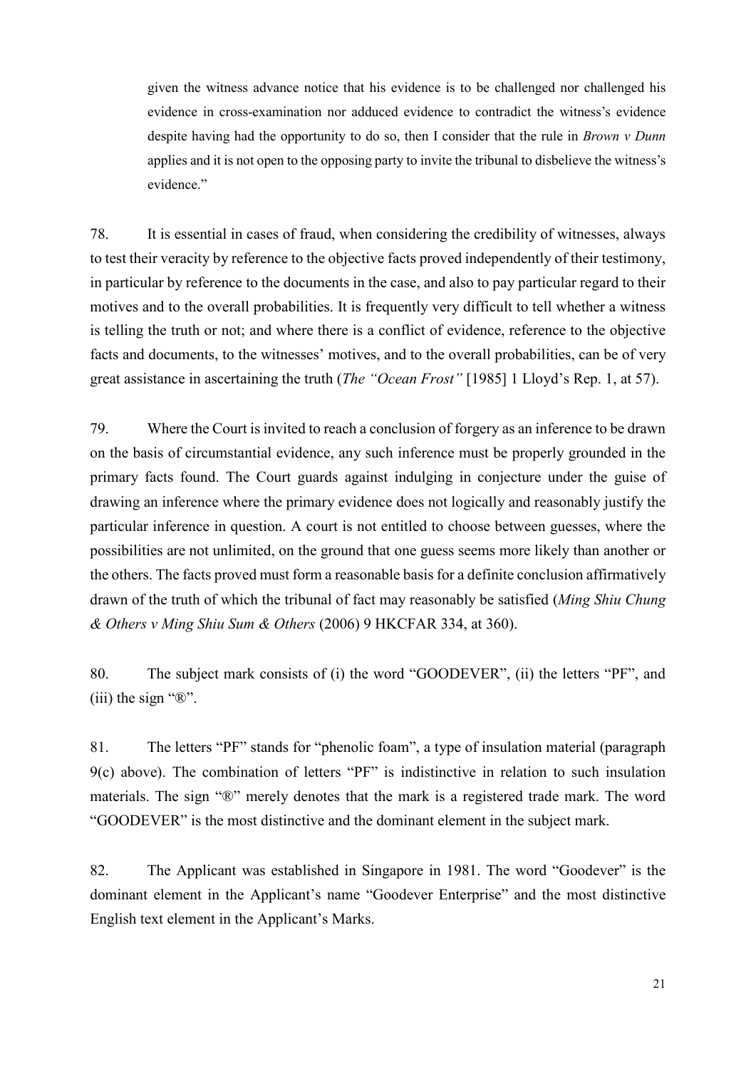> given the witness advance notice that his evidence is to be challenged nor challenged his evidence in cross-examination nor adduced evidence to contradict the witness's evidence despite having had the opportunity to do so, then I consider that the rule in *Brown v Dunn* applies and it is not open to the opposing party to invite the tribunal to disbelieve the witness's evidence."

78. It is essential in cases of fraud, when considering the credibility of witnesses, always to test their veracity by reference to the objective facts proved independently of their testimony, in particular by reference to the documents in the case, and also to pay particular regard to their motives and to the overall probabilities. It is frequently very difficult to tell whether a witness is telling the truth or not; and where there is a conflict of evidence, reference to the objective facts and documents, to the witnesses' motives, and to the overall probabilities, can be of very great assistance in ascertaining the truth (*The "Ocean Frost"* [1985] 1 Lloyd's Rep. 1, at 57).

79. Where the Court is invited to reach a conclusion of forgery as an inference to be drawn on the basis of circumstantial evidence, any such inference must be properly grounded in the primary facts found. The Court guards against indulging in conjecture under the guise of drawing an inference where the primary evidence does not logically and reasonably justify the particular inference in question. A court is not entitled to choose between guesses, where the possibilities are not unlimited, on the ground that one guess seems more likely than another or the others. The facts proved must form a reasonable basis for a definite conclusion affirmatively drawn of the truth of which the tribunal of fact may reasonably be satisfied (*Ming Shiu Chung & Others v Ming Shiu Sum & Others* (2006) 9 HKCFAR 334, at 360).

80. The subject mark consists of (i) the word "GOODEVER", (ii) the letters "PF", and (iii) the sign "®".

81. The letters "PF" stands for "phenolic foam", a type of insulation material (paragraph 9(c) above). The combination of letters "PF" is indistinctive in relation to such insulation materials. The sign "®" merely denotes that the mark is a registered trade mark. The word "GOODEVER" is the most distinctive and the dominant element in the subject mark.

82. The Applicant was established in Singapore in 1981. The word "Goodever" is the dominant element in the Applicant's name "Goodever Enterprise" and the most distinctive English text element in the Applicant's Marks.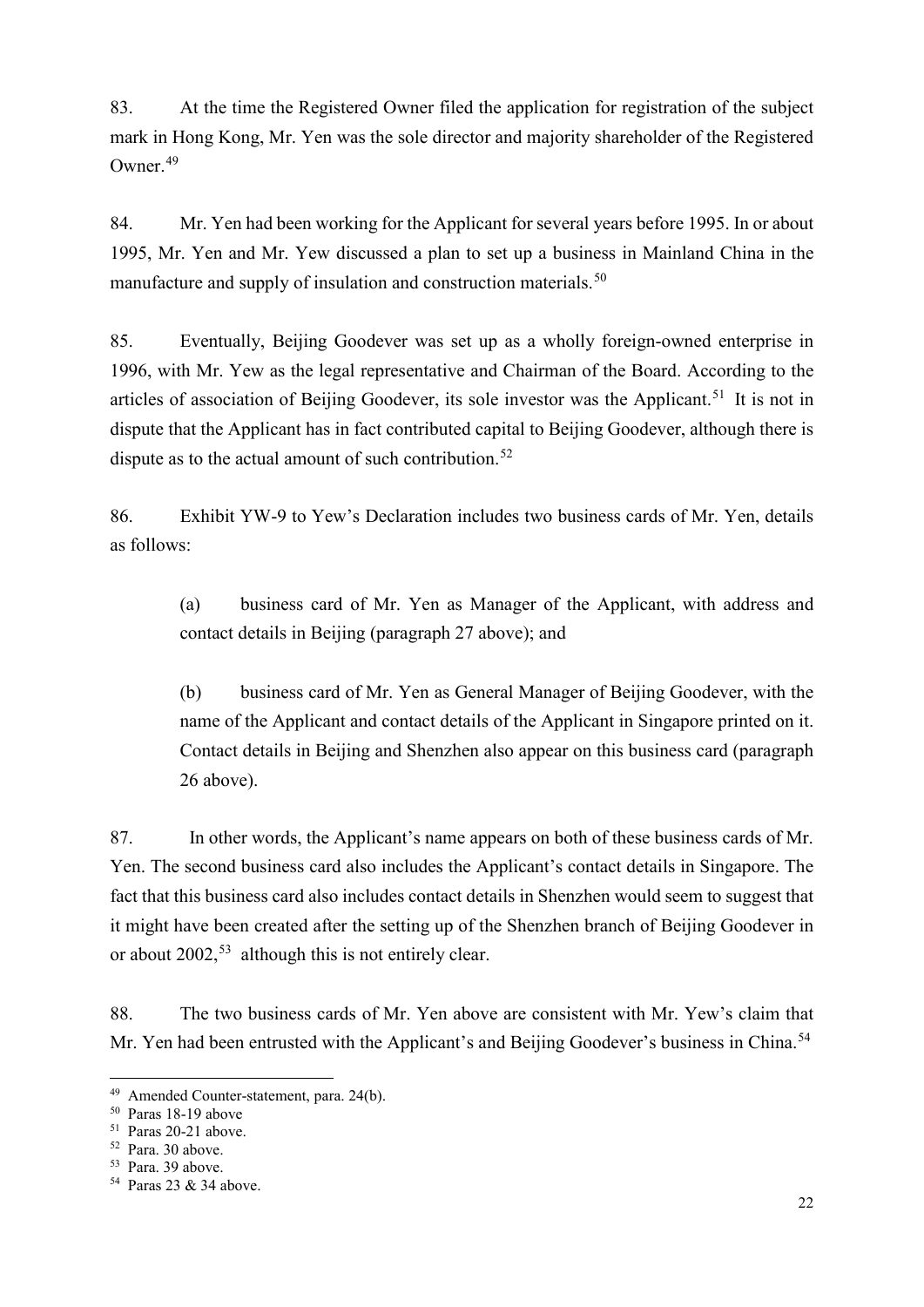83. At the time the Registered Owner filed the application for registration of the subject mark in Hong Kong, Mr. Yen was the sole director and majority shareholder of the Registered Owner.[49]

84. Mr. Yen had been working for the Applicant for several years before 1995. In or about 1995, Mr. Yen and Mr. Yew discussed a plan to set up a business in Mainland China in the manufacture and supply of insulation and construction materials.[50]

85. Eventually, Beijing Goodever was set up as a wholly foreign-owned enterprise in 1996, with Mr. Yew as the legal representative and Chairman of the Board. According to the articles of association of Beijing Goodever, its sole investor was the Applicant.[51] It is not in dispute that the Applicant has in fact contributed capital to Beijing Goodever, although there is dispute as to the actual amount of such contribution.[52]

86. Exhibit YW-9 to Yew's Declaration includes two business cards of Mr. Yen, details as follows:

(a) business card of Mr. Yen as Manager of the Applicant, with address and contact details in Beijing (paragraph 27 above); and

(b) business card of Mr. Yen as General Manager of Beijing Goodever, with the name of the Applicant and contact details of the Applicant in Singapore printed on it. Contact details in Beijing and Shenzhen also appear on this business card (paragraph 26 above).

87. In other words, the Applicant's name appears on both of these business cards of Mr. Yen. The second business card also includes the Applicant's contact details in Singapore. The fact that this business card also includes contact details in Shenzhen would seem to suggest that it might have been created after the setting up of the Shenzhen branch of Beijing Goodever in or about 2002,[53] although this is not entirely clear.

88. The two business cards of Mr. Yen above are consistent with Mr. Yew's claim that Mr. Yen had been entrusted with the Applicant's and Beijing Goodever's business in China.[54]

---

[49] Amended Counter-statement, para. 24(b).

[50] Paras 18-19 above

[51] Paras 20-21 above.

[52] Para. 30 above.

[53] Para. 39 above.

[54] Paras 23 & 34 above.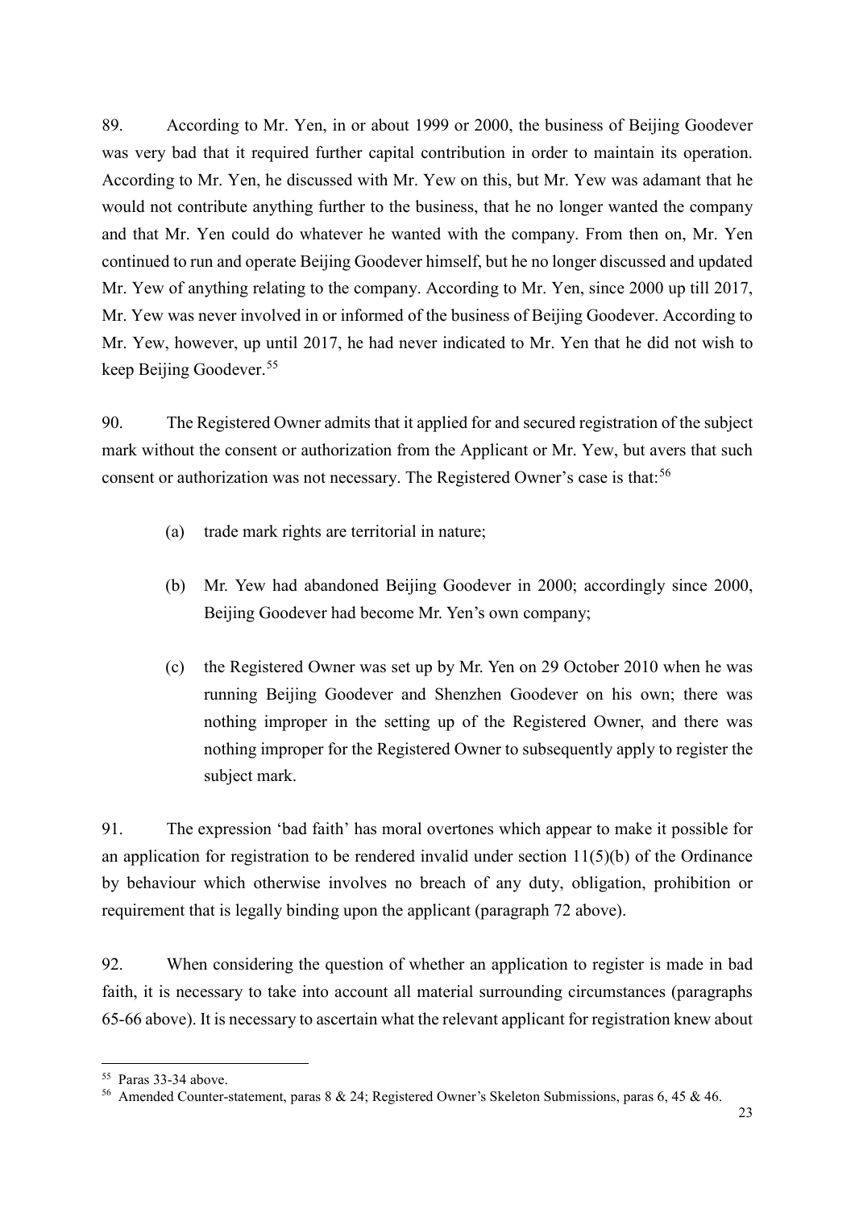89. According to Mr. Yen, in or about 1999 or 2000, the business of Beijing Goodever was very bad that it required further capital contribution in order to maintain its operation. According to Mr. Yen, he discussed with Mr. Yew on this, but Mr. Yew was adamant that he would not contribute anything further to the business, that he no longer wanted the company and that Mr. Yen could do whatever he wanted with the company. From then on, Mr. Yen continued to run and operate Beijing Goodever himself, but he no longer discussed and updated Mr. Yew of anything relating to the company. According to Mr. Yen, since 2000 up till 2017, Mr. Yew was never involved in or informed of the business of Beijing Goodever. According to Mr. Yew, however, up until 2017, he had never indicated to Mr. Yen that he did not wish to keep Beijing Goodever.[55]

90. The Registered Owner admits that it applied for and secured registration of the subject mark without the consent or authorization from the Applicant or Mr. Yew, but avers that such consent or authorization was not necessary. The Registered Owner's case is that:[56]

(a) trade mark rights are territorial in nature;

(b) Mr. Yew had abandoned Beijing Goodever in 2000; accordingly since 2000, Beijing Goodever had become Mr. Yen's own company;

(c) the Registered Owner was set up by Mr. Yen on 29 October 2010 when he was running Beijing Goodever and Shenzhen Goodever on his own; there was nothing improper in the setting up of the Registered Owner, and there was nothing improper for the Registered Owner to subsequently apply to register the subject mark.

91. The expression 'bad faith' has moral overtones which appear to make it possible for an application for registration to be rendered invalid under section 11(5)(b) of the Ordinance by behaviour which otherwise involves no breach of any duty, obligation, prohibition or requirement that is legally binding upon the applicant (paragraph 72 above).

92. When considering the question of whether an application to register is made in bad faith, it is necessary to take into account all material surrounding circumstances (paragraphs 65-66 above). It is necessary to ascertain what the relevant applicant for registration knew about

---

[55] Paras 33-34 above.

[56] Amended Counter-statement, paras 8 & 24; Registered Owner's Skeleton Submissions, paras 6, 45 & 46.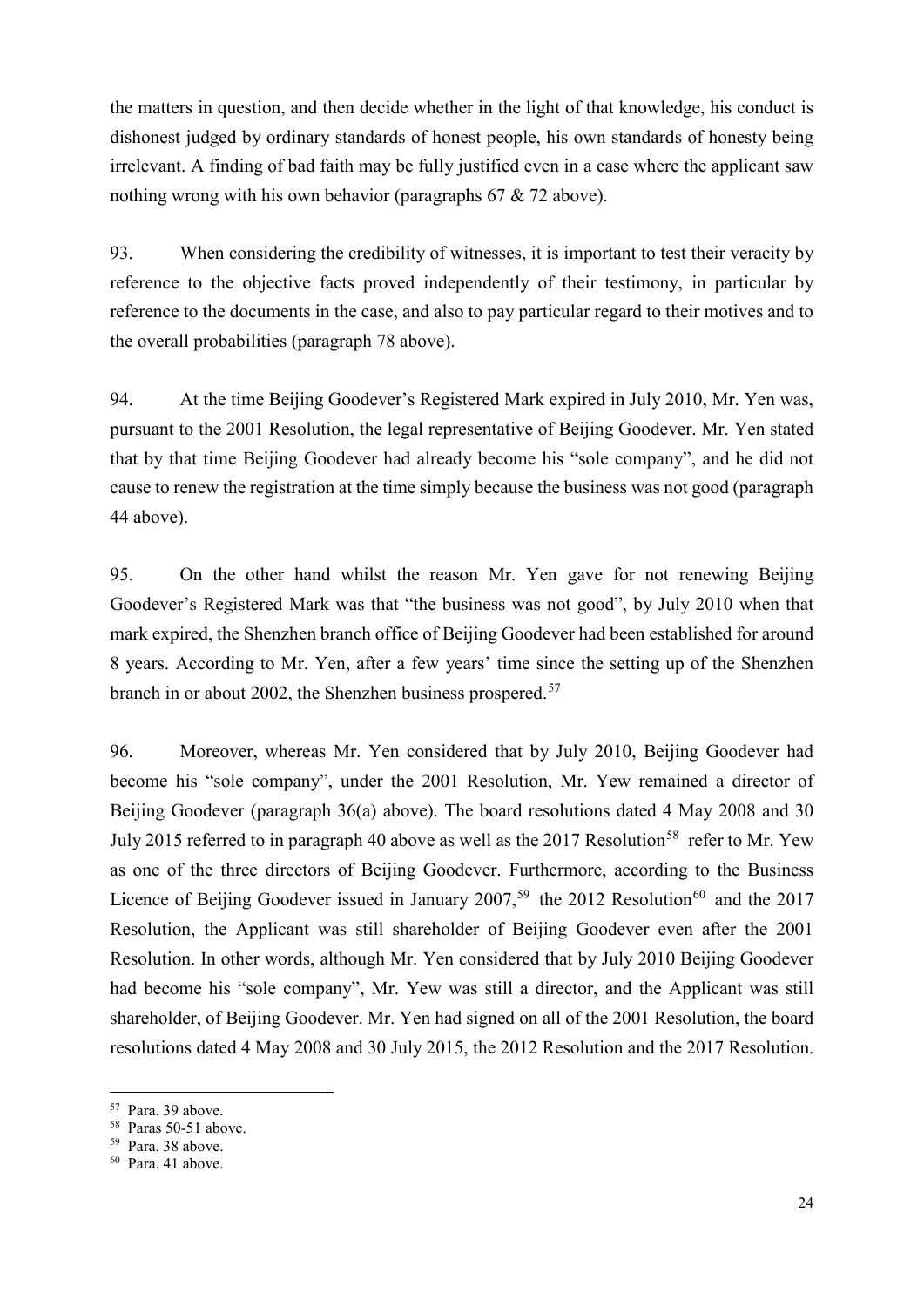the matters in question, and then decide whether in the light of that knowledge, his conduct is dishonest judged by ordinary standards of honest people, his own standards of honesty being irrelevant. A finding of bad faith may be fully justified even in a case where the applicant saw nothing wrong with his own behavior (paragraphs 67 & 72 above).

93. When considering the credibility of witnesses, it is important to test their veracity by reference to the objective facts proved independently of their testimony, in particular by reference to the documents in the case, and also to pay particular regard to their motives and to the overall probabilities (paragraph 78 above).

94. At the time Beijing Goodever's Registered Mark expired in July 2010, Mr. Yen was, pursuant to the 2001 Resolution, the legal representative of Beijing Goodever. Mr. Yen stated that by that time Beijing Goodever had already become his "sole company", and he did not cause to renew the registration at the time simply because the business was not good (paragraph 44 above).

95. On the other hand whilst the reason Mr. Yen gave for not renewing Beijing Goodever's Registered Mark was that "the business was not good", by July 2010 when that mark expired, the Shenzhen branch office of Beijing Goodever had been established for around 8 years. According to Mr. Yen, after a few years' time since the setting up of the Shenzhen branch in or about 2002, the Shenzhen business prospered.[57]

96. Moreover, whereas Mr. Yen considered that by July 2010, Beijing Goodever had become his "sole company", under the 2001 Resolution, Mr. Yew remained a director of Beijing Goodever (paragraph 36(a) above). The board resolutions dated 4 May 2008 and 30 July 2015 referred to in paragraph 40 above as well as the 2017 Resolution[58] refer to Mr. Yew as one of the three directors of Beijing Goodever. Furthermore, according to the Business Licence of Beijing Goodever issued in January 2007,[59] the 2012 Resolution[60] and the 2017 Resolution, the Applicant was still shareholder of Beijing Goodever even after the 2001 Resolution. In other words, although Mr. Yen considered that by July 2010 Beijing Goodever had become his "sole company", Mr. Yew was still a director, and the Applicant was still shareholder, of Beijing Goodever. Mr. Yen had signed on all of the 2001 Resolution, the board resolutions dated 4 May 2008 and 30 July 2015, the 2012 Resolution and the 2017 Resolution.

---

[57] Para. 39 above.

[58] Paras 50-51 above.

[59] Para. 38 above.

[60] Para. 41 above.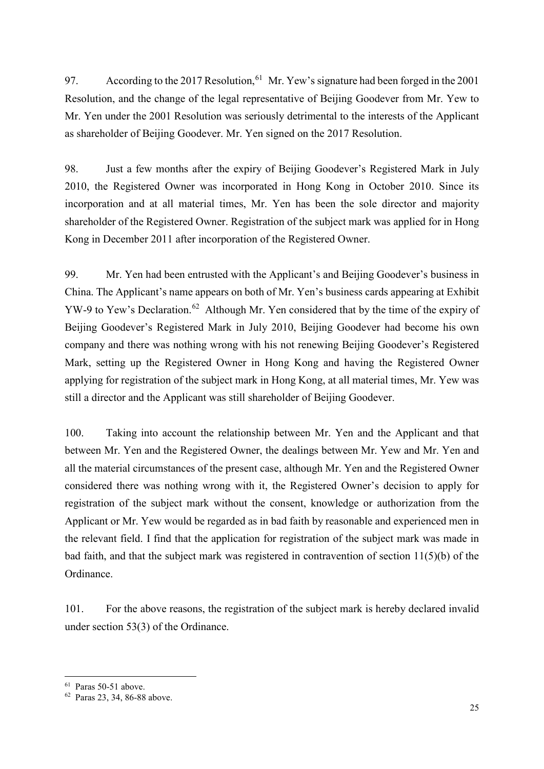97. According to the 2017 Resolution,[61] Mr. Yew's signature had been forged in the 2001 Resolution, and the change of the legal representative of Beijing Goodever from Mr. Yew to Mr. Yen under the 2001 Resolution was seriously detrimental to the interests of the Applicant as shareholder of Beijing Goodever. Mr. Yen signed on the 2017 Resolution.

98. Just a few months after the expiry of Beijing Goodever's Registered Mark in July 2010, the Registered Owner was incorporated in Hong Kong in October 2010. Since its incorporation and at all material times, Mr. Yen has been the sole director and majority shareholder of the Registered Owner. Registration of the subject mark was applied for in Hong Kong in December 2011 after incorporation of the Registered Owner.

99. Mr. Yen had been entrusted with the Applicant's and Beijing Goodever's business in China. The Applicant's name appears on both of Mr. Yen's business cards appearing at Exhibit YW-9 to Yew's Declaration.[62] Although Mr. Yen considered that by the time of the expiry of Beijing Goodever's Registered Mark in July 2010, Beijing Goodever had become his own company and there was nothing wrong with his not renewing Beijing Goodever's Registered Mark, setting up the Registered Owner in Hong Kong and having the Registered Owner applying for registration of the subject mark in Hong Kong, at all material times, Mr. Yew was still a director and the Applicant was still shareholder of Beijing Goodever.

100. Taking into account the relationship between Mr. Yen and the Applicant and that between Mr. Yen and the Registered Owner, the dealings between Mr. Yew and Mr. Yen and all the material circumstances of the present case, although Mr. Yen and the Registered Owner considered there was nothing wrong with it, the Registered Owner's decision to apply for registration of the subject mark without the consent, knowledge or authorization from the Applicant or Mr. Yew would be regarded as in bad faith by reasonable and experienced men in the relevant field. I find that the application for registration of the subject mark was made in bad faith, and that the subject mark was registered in contravention of section 11(5)(b) of the Ordinance.

101. For the above reasons, the registration of the subject mark is hereby declared invalid under section 53(3) of the Ordinance.

---

[61] Paras 50-51 above.

[62] Paras 23, 34, 86-88 above.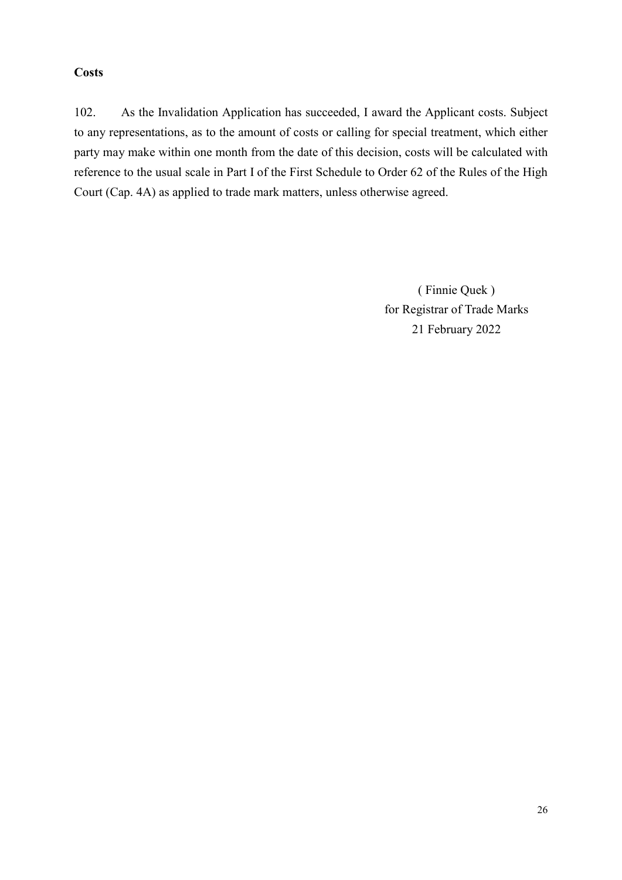**Costs**

102. As the Invalidation Application has succeeded, I award the Applicant costs. Subject to any representations, as to the amount of costs or calling for special treatment, which either party may make within one month from the date of this decision, costs will be calculated with reference to the usual scale in Part I of the First Schedule to Order 62 of the Rules of the High Court (Cap. 4A) as applied to trade mark matters, unless otherwise agreed.

( Finnie Quek )
for Registrar of Trade Marks
21 February 2022